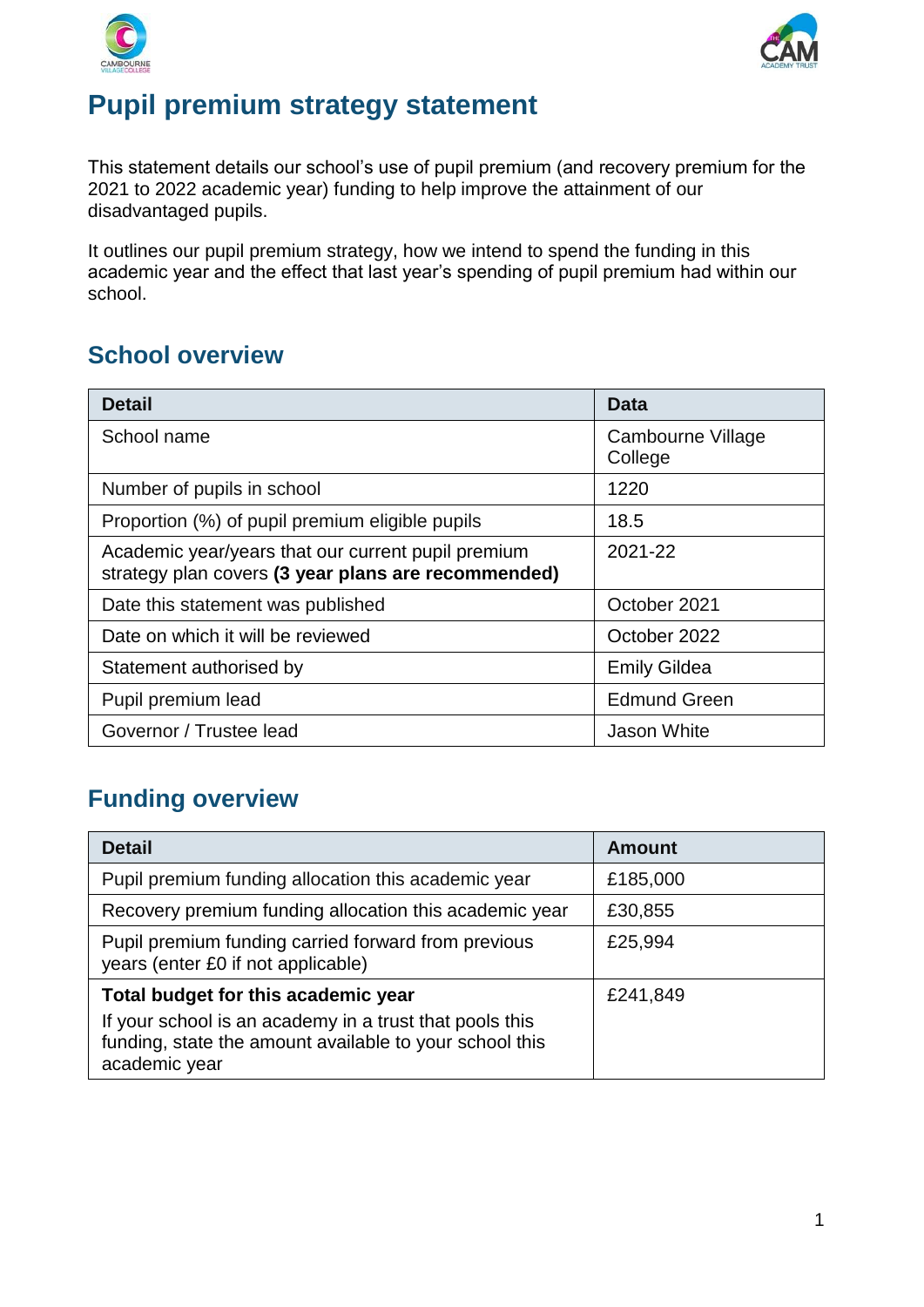# Pupil premium strategy statement

This statement details our school's use of pupil premium (and recovery premium for the 2021 to 2022 academic year) funding to help improve the attainment of our disadvantaged pupils.

It outlines our pupil premium strategy, how we intend to spend the funding in this academic year and the effect that last year's spending of pupil premium had within our school.

## School overview

| Detail | Data |
|---|---|
| School name | Cambourne Village College |
| Number of pupils in school | 1220 |
| Proportion (%) of pupil premium eligible pupils | 18.5 |
| Academic year/years that our current pupil premium strategy plan covers **(3 year plans are recommended)** | 2021-22 |
| Date this statement was published | October 2021 |
| Date on which it will be reviewed | October 2022 |
| Statement authorised by | Emily Gildea |
| Pupil premium lead | Edmund Green |
| Governor / Trustee lead | Jason White |

## Funding overview

| Detail | Amount |
|---|---|
| Pupil premium funding allocation this academic year | £185,000 |
| Recovery premium funding allocation this academic year | £30,855 |
| Pupil premium funding carried forward from previous years (enter £0 if not applicable) | £25,994 |
| **Total budget for this academic year** If your school is an academy in a trust that pools this funding, state the amount available to your school this academic year | £241,849 |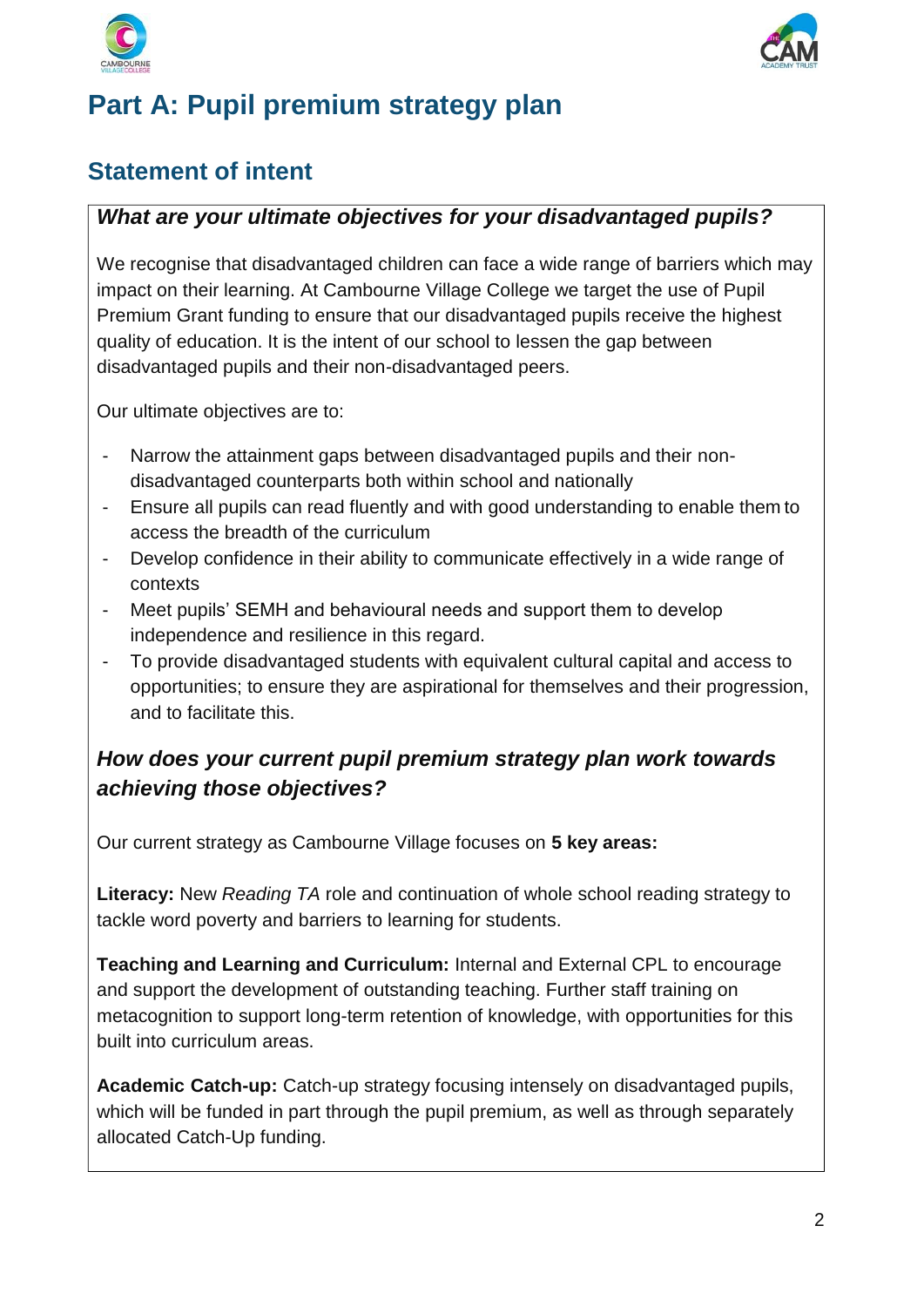# Part A: Pupil premium strategy plan

## Statement of intent

### *What are your ultimate objectives for your disadvantaged pupils?*

We recognise that disadvantaged children can face a wide range of barriers which may impact on their learning. At Cambourne Village College we target the use of Pupil Premium Grant funding to ensure that our disadvantaged pupils receive the highest quality of education. It is the intent of our school to lessen the gap between disadvantaged pupils and their non-disadvantaged peers.

Our ultimate objectives are to:

- Narrow the attainment gaps between disadvantaged pupils and their non-disadvantaged counterparts both within school and nationally
- Ensure all pupils can read fluently and with good understanding to enable them to access the breadth of the curriculum
- Develop confidence in their ability to communicate effectively in a wide range of contexts
- Meet pupils' SEMH and behavioural needs and support them to develop independence and resilience in this regard.
- To provide disadvantaged students with equivalent cultural capital and access to opportunities; to ensure they are aspirational for themselves and their progression, and to facilitate this.

### *How does your current pupil premium strategy plan work towards achieving those objectives?*

Our current strategy as Cambourne Village focuses on **5 key areas:**

**Literacy:** New *Reading TA* role and continuation of whole school reading strategy to tackle word poverty and barriers to learning for students.

**Teaching and Learning and Curriculum:** Internal and External CPL to encourage and support the development of outstanding teaching. Further staff training on metacognition to support long-term retention of knowledge, with opportunities for this built into curriculum areas.

**Academic Catch-up:** Catch-up strategy focusing intensely on disadvantaged pupils, which will be funded in part through the pupil premium, as well as through separately allocated Catch-Up funding.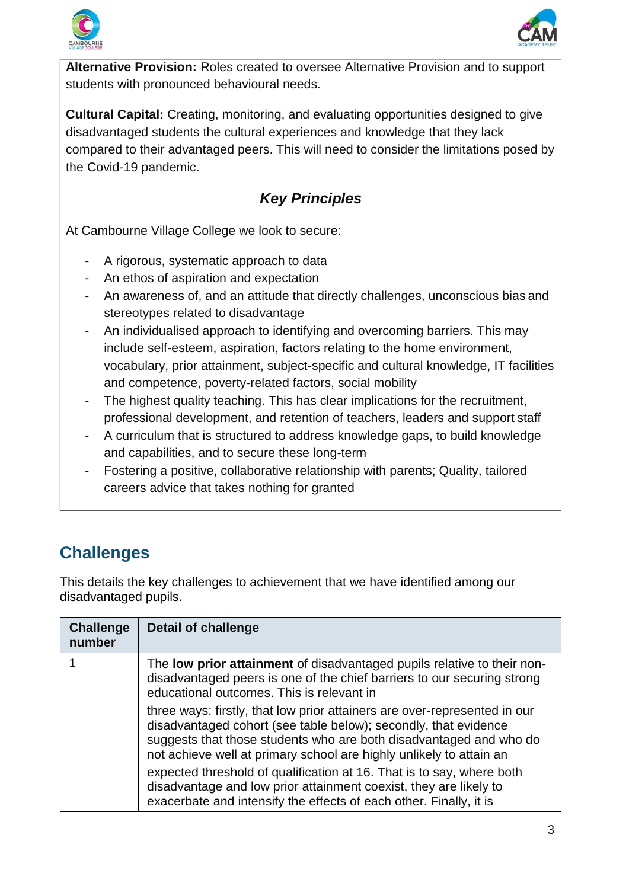**Alternative Provision:** Roles created to oversee Alternative Provision and to support students with pronounced behavioural needs.

**Cultural Capital:** Creating, monitoring, and evaluating opportunities designed to give disadvantaged students the cultural experiences and knowledge that they lack compared to their advantaged peers. This will need to consider the limitations posed by the Covid-19 pandemic.

### ***Key Principles***

At Cambourne Village College we look to secure:

- A rigorous, systematic approach to data
- An ethos of aspiration and expectation
- An awareness of, and an attitude that directly challenges, unconscious bias and stereotypes related to disadvantage
- An individualised approach to identifying and overcoming barriers. This may include self-esteem, aspiration, factors relating to the home environment, vocabulary, prior attainment, subject-specific and cultural knowledge, IT facilities and competence, poverty-related factors, social mobility
- The highest quality teaching. This has clear implications for the recruitment, professional development, and retention of teachers, leaders and support staff
- A curriculum that is structured to address knowledge gaps, to build knowledge and capabilities, and to secure these long-term
- Fostering a positive, collaborative relationship with parents; Quality, tailored careers advice that takes nothing for granted

## Challenges

This details the key challenges to achievement that we have identified among our disadvantaged pupils.

| Challenge number | Detail of challenge |
|---|---|
| 1 | The **low prior attainment** of disadvantaged pupils relative to their non-disadvantaged peers is one of the chief barriers to our securing strong educational outcomes. This is relevant in three ways: firstly, that low prior attainers are over-represented in our disadvantaged cohort (see table below); secondly, that evidence suggests that those students who are both disadvantaged and who do not achieve well at primary school are highly unlikely to attain an expected threshold of qualification at 16. That is to say, where both disadvantage and low prior attainment coexist, they are likely to exacerbate and intensify the effects of each other. Finally, it is |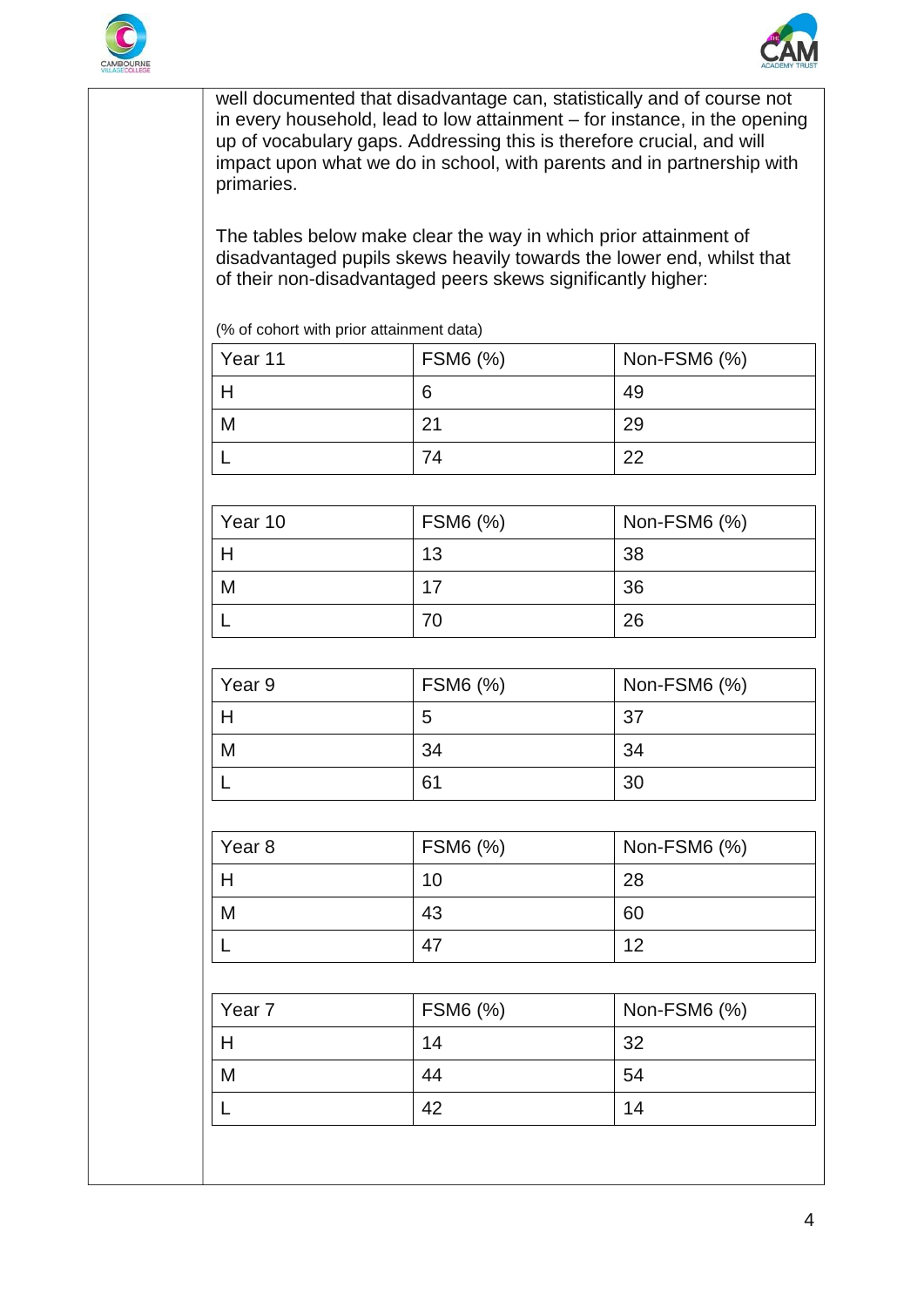well documented that disadvantage can, statistically and of course not in every household, lead to low attainment – for instance, in the opening up of vocabulary gaps. Addressing this is therefore crucial, and will impact upon what we do in school, with parents and in partnership with primaries.

The tables below make clear the way in which prior attainment of disadvantaged pupils skews heavily towards the lower end, whilst that of their non-disadvantaged peers skews significantly higher:

(% of cohort with prior attainment data)

| Year 11 | FSM6 (%) | Non-FSM6 (%) |
|---|---|---|
| H | 6 | 49 |
| M | 21 | 29 |
| L | 74 | 22 |

| Year 10 | FSM6 (%) | Non-FSM6 (%) |
|---|---|---|
| H | 13 | 38 |
| M | 17 | 36 |
| L | 70 | 26 |

| Year 9 | FSM6 (%) | Non-FSM6 (%) |
|---|---|---|
| H | 5 | 37 |
| M | 34 | 34 |
| L | 61 | 30 |

| Year 8 | FSM6 (%) | Non-FSM6 (%) |
|---|---|---|
| H | 10 | 28 |
| M | 43 | 60 |
| L | 47 | 12 |

| Year 7 | FSM6 (%) | Non-FSM6 (%) |
|---|---|---|
| H | 14 | 32 |
| M | 44 | 54 |
| L | 42 | 14 |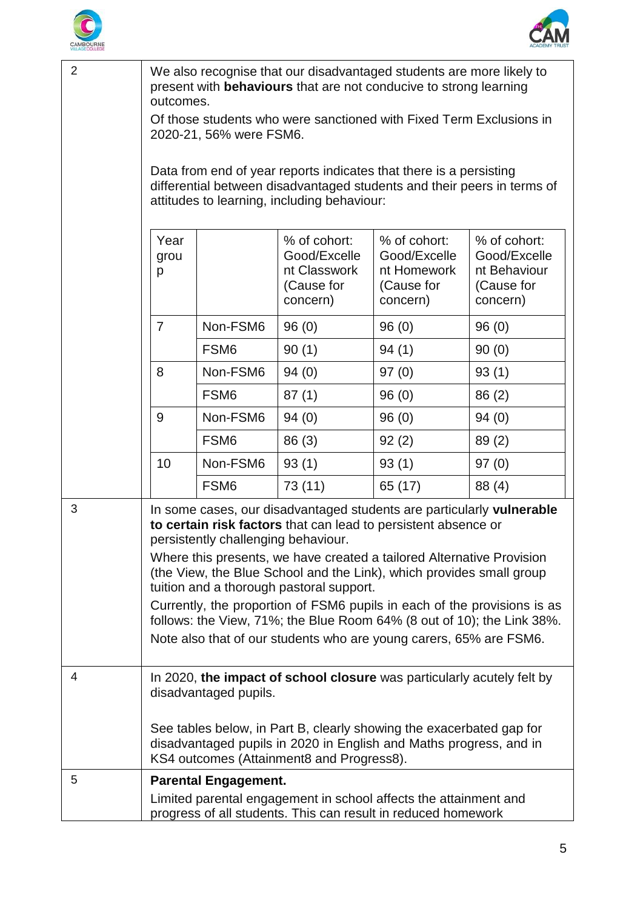| | |
|---|---|
| 2 | We also recognise that our disadvantaged students are more likely to present with **behaviours** that are not conducive to strong learning outcomes.<br><br>Of those students who were sanctioned with Fixed Term Exclusions in 2020-21, 56% were FSM6.<br><br>Data from end of year reports indicates that there is a persisting differential between disadvantaged students and their peers in terms of attitudes to learning, including behaviour: |

| Year group | | % of cohort: Good/Excellent Classwork (Cause for concern) | % of cohort: Good/Excellent Homework (Cause for concern) | % of cohort: Good/Excellent Behaviour (Cause for concern) |
|---|---|---|---|---|
| 7 | Non-FSM6 | 96 (0) | 96 (0) | 96 (0) |
| | FSM6 | 90 (1) | 94 (1) | 90 (0) |
| 8 | Non-FSM6 | 94 (0) | 97 (0) | 93 (1) |
| | FSM6 | 87 (1) | 96 (0) | 86 (2) |
| 9 | Non-FSM6 | 94 (0) | 96 (0) | 94 (0) |
| | FSM6 | 86 (3) | 92 (2) | 89 (2) |
| 10 | Non-FSM6 | 93 (1) | 93 (1) | 97 (0) |
| | FSM6 | 73 (11) | 65 (17) | 88 (4) |

| | |
|---|---|
| 3 | In some cases, our disadvantaged students are particularly **vulnerable to certain risk factors** that can lead to persistent absence or persistently challenging behaviour.<br><br>Where this presents, we have created a tailored Alternative Provision (the View, the Blue School and the Link), which provides small group tuition and a thorough pastoral support.<br><br>Currently, the proportion of FSM6 pupils in each of the provisions is as follows: the View, 71%; the Blue Room 64% (8 out of 10); the Link 38%.<br><br>Note also that of our students who are young carers, 65% are FSM6. |
| 4 | In 2020, **the impact of school closure** was particularly acutely felt by disadvantaged pupils.<br><br>See tables below, in Part B, clearly showing the exacerbated gap for disadvantaged pupils in 2020 in English and Maths progress, and in KS4 outcomes (Attainment8 and Progress8). |
| 5 | **Parental Engagement.**<br><br>Limited parental engagement in school affects the attainment and progress of all students. This can result in reduced homework |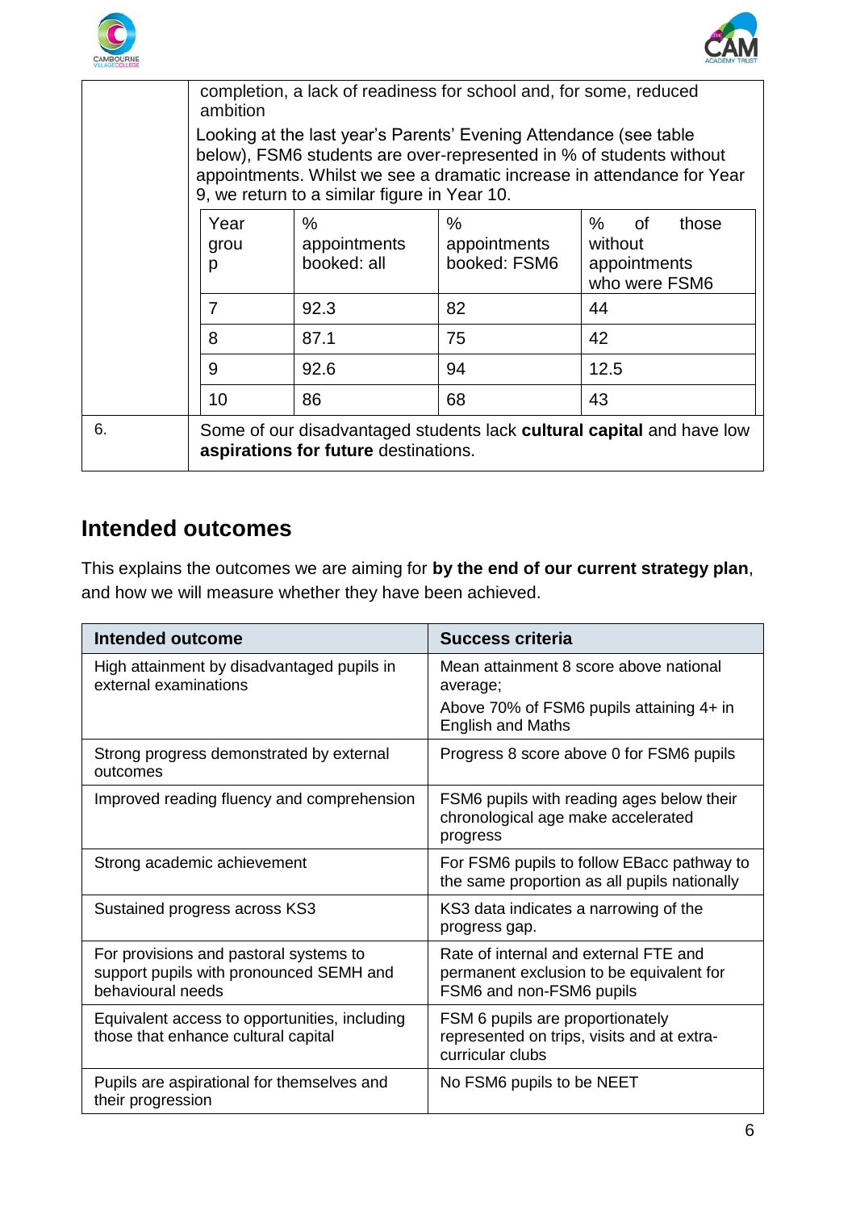| | |
|---|---|
| | completion, a lack of readiness for school and, for some, reduced ambition<br>Looking at the last year's Parents' Evening Attendance (see table below), FSM6 students are over-represented in % of students without appointments. Whilst we see a dramatic increase in attendance for Year 9, we return to a similar figure in Year 10. |
| 6. | Some of our disadvantaged students lack **cultural capital** and have low **aspirations for future** destinations. |

| Year group | % appointments booked: all | % appointments booked: FSM6 | % of those without appointments who were FSM6 |
|---|---|---|---|
| 7 | 92.3 | 82 | 44 |
| 8 | 87.1 | 75 | 42 |
| 9 | 92.6 | 94 | 12.5 |
| 10 | 86 | 68 | 43 |

## Intended outcomes

This explains the outcomes we are aiming for **by the end of our current strategy plan**, and how we will measure whether they have been achieved.

| Intended outcome | Success criteria |
|---|---|
| High attainment by disadvantaged pupils in external examinations | Mean attainment 8 score above national average;<br>Above 70% of FSM6 pupils attaining 4+ in English and Maths |
| Strong progress demonstrated by external outcomes | Progress 8 score above 0 for FSM6 pupils |
| Improved reading fluency and comprehension | FSM6 pupils with reading ages below their chronological age make accelerated progress |
| Strong academic achievement | For FSM6 pupils to follow EBacc pathway to the same proportion as all pupils nationally |
| Sustained progress across KS3 | KS3 data indicates a narrowing of the progress gap. |
| For provisions and pastoral systems to support pupils with pronounced SEMH and behavioural needs | Rate of internal and external FTE and permanent exclusion to be equivalent for FSM6 and non-FSM6 pupils |
| Equivalent access to opportunities, including those that enhance cultural capital | FSM 6 pupils are proportionately represented on trips, visits and at extra-curricular clubs |
| Pupils are aspirational for themselves and their progression | No FSM6 pupils to be NEET |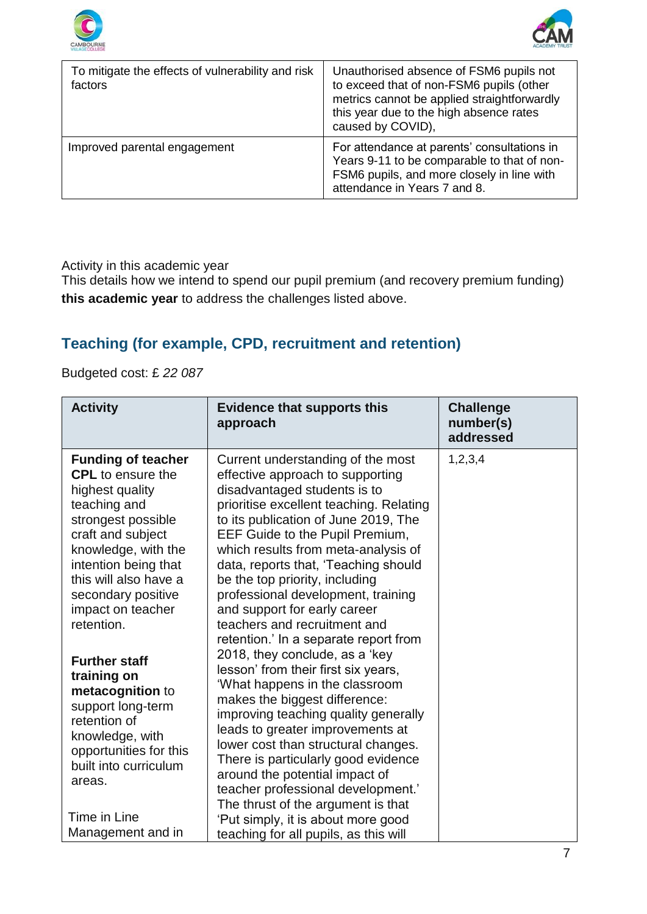| | |
|---|---|
| To mitigate the effects of vulnerability and risk factors | Unauthorised absence of FSM6 pupils not to exceed that of non-FSM6 pupils (other metrics cannot be applied straightforwardly this year due to the high absence rates caused by COVID), |
| Improved parental engagement | For attendance at parents' consultations in Years 9-11 to be comparable to that of non-FSM6 pupils, and more closely in line with attendance in Years 7 and 8. |

Activity in this academic year

This details how we intend to spend our pupil premium (and recovery premium funding) **this academic year** to address the challenges listed above.

## Teaching (for example, CPD, recruitment and retention)

Budgeted cost: £ *22 087*

| Activity | Evidence that supports this approach | Challenge number(s) addressed |
|---|---|---|
| **Funding of teacher CPL** to ensure the highest quality teaching and strongest possible craft and subject knowledge, with the intention being that this will also have a secondary positive impact on teacher retention.<br><br>**Further staff training on metacognition** to support long-term retention of knowledge, with opportunities for this built into curriculum areas.<br><br>Time in Line Management and in | Current understanding of the most effective approach to supporting disadvantaged students is to prioritise excellent teaching. Relating to its publication of June 2019, The EEF Guide to the Pupil Premium, which results from meta-analysis of data, reports that, 'Teaching should be the top priority, including professional development, training and support for early career teachers and recruitment and retention.' In a separate report from 2018, they conclude, as a 'key lesson' from their first six years, 'What happens in the classroom makes the biggest difference: improving teaching quality generally leads to greater improvements at lower cost than structural changes. There is particularly good evidence around the potential impact of teacher professional development.' The thrust of the argument is that 'Put simply, it is about more good teaching for all pupils, as this will | 1,2,3,4 |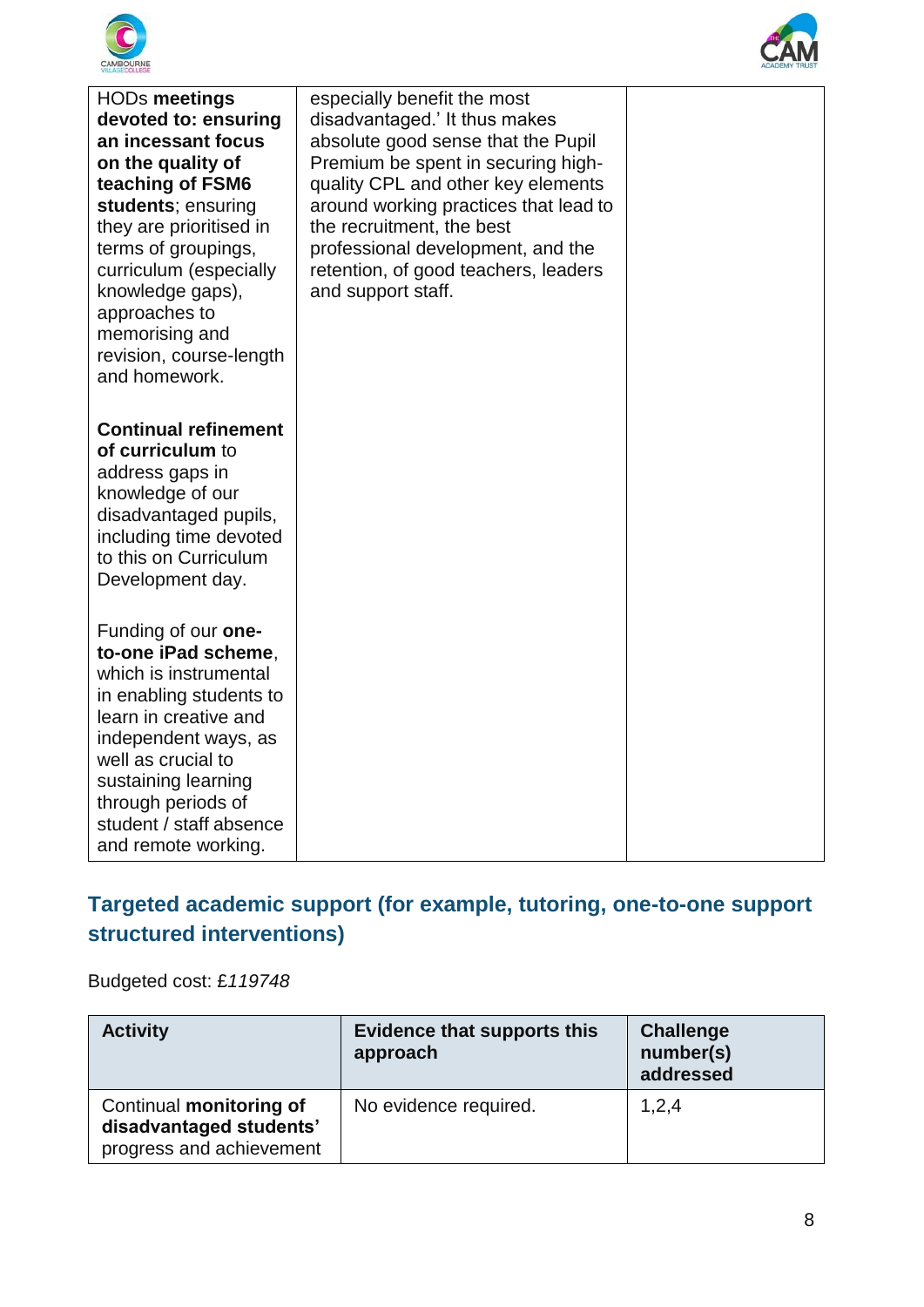| | | |
|---|---|---|
| HODs **meetings devoted to: ensuring an incessant focus on the quality of teaching of FSM6 students**; ensuring they are prioritised in terms of groupings, curriculum (especially knowledge gaps), approaches to memorising and revision, course-length and homework.<br><br>**Continual refinement of curriculum** to address gaps in knowledge of our disadvantaged pupils, including time devoted to this on Curriculum Development day.<br><br>Funding of our **one-to-one iPad scheme**, which is instrumental in enabling students to learn in creative and independent ways, as well as crucial to sustaining learning through periods of student / staff absence and remote working. | especially benefit the most disadvantaged.' It thus makes absolute good sense that the Pupil Premium be spent in securing high-quality CPL and other key elements around working practices that lead to the recruitment, the best professional development, and the retention, of good teachers, leaders and support staff. | |

## Targeted academic support (for example, tutoring, one-to-one support structured interventions)

Budgeted cost: £*119748*

| Activity | Evidence that supports this approach | Challenge number(s) addressed |
|---|---|---|
| Continual **monitoring of disadvantaged students'** progress and achievement | No evidence required. | 1,2,4 |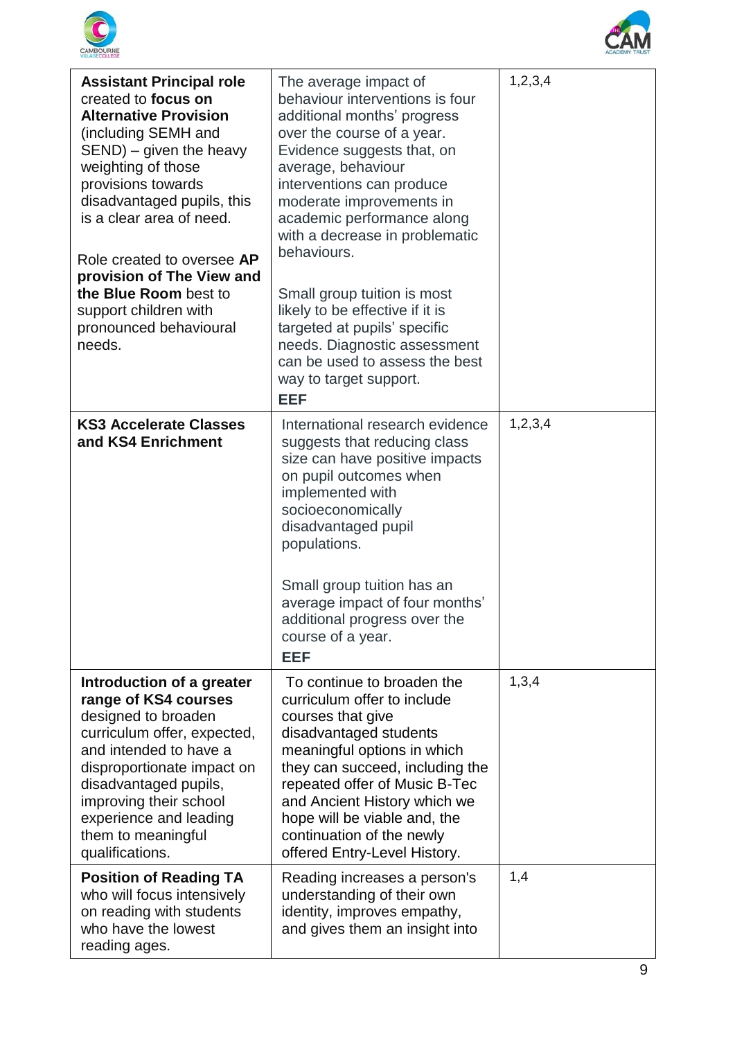| | | |
|---|---|---|
| **Assistant Principal role** created to **focus on Alternative Provision** (including SEMH and SEND) – given the heavy weighting of those provisions towards disadvantaged pupils, this is a clear area of need.<br><br>Role created to oversee **AP provision of The View and the Blue Room** best to support children with pronounced behavioural needs. | The average impact of behaviour interventions is four additional months' progress over the course of a year. Evidence suggests that, on average, behaviour interventions can produce moderate improvements in academic performance along with a decrease in problematic behaviours.<br><br>Small group tuition is most likely to be effective if it is targeted at pupils' specific needs. Diagnostic assessment can be used to assess the best way to target support.<br>**EEF** | 1,2,3,4 |
| **KS3 Accelerate Classes and KS4 Enrichment** | International research evidence suggests that reducing class size can have positive impacts on pupil outcomes when implemented with socioeconomically disadvantaged pupil populations.<br><br>Small group tuition has an average impact of four months' additional progress over the course of a year.<br>**EEF** | 1,2,3,4 |
| **Introduction of a greater range of KS4 courses** designed to broaden curriculum offer, expected, and intended to have a disproportionate impact on disadvantaged pupils, improving their school experience and leading them to meaningful qualifications. | To continue to broaden the curriculum offer to include courses that give disadvantaged students meaningful options in which they can succeed, including the repeated offer of Music B-Tec and Ancient History which we hope will be viable and, the continuation of the newly offered Entry-Level History. | 1,3,4 |
| **Position of Reading TA** who will focus intensively on reading with students who have the lowest reading ages. | Reading increases a person's understanding of their own identity, improves empathy, and gives them an insight into | 1,4 |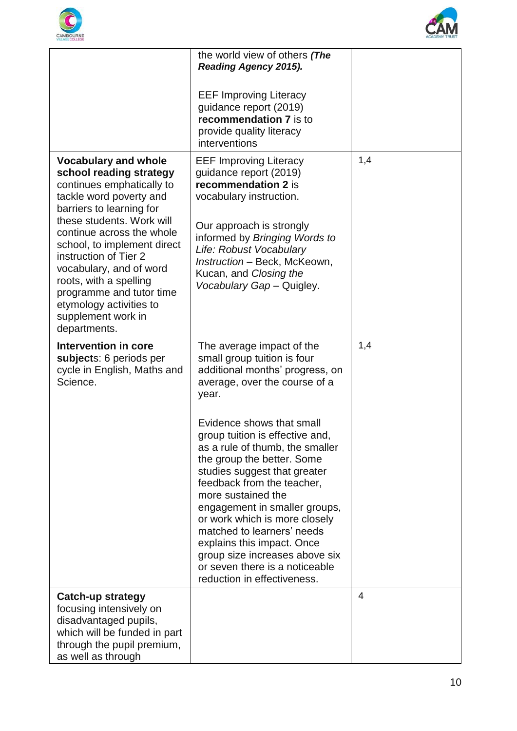| | | |
|---|---|---|
| | the world view of others ***(The Reading Agency 2015).*** <br><br> EEF Improving Literacy guidance report (2019) **recommendation 7** is to provide quality literacy interventions | |
| **Vocabulary and whole school reading strategy** continues emphatically to tackle word poverty and barriers to learning for these students. Work will continue across the whole school, to implement direct instruction of Tier 2 vocabulary, and of word roots, with a spelling programme and tutor time etymology activities to supplement work in departments. | EEF Improving Literacy guidance report (2019) **recommendation 2** is vocabulary instruction. <br><br> Our approach is strongly informed by *Bringing Words to Life: Robust Vocabulary Instruction* – Beck, McKeown, Kucan, and *Closing the Vocabulary Gap* – Quigley. | 1,4 |
| **Intervention in core subject**s: 6 periods per cycle in English, Maths and Science. | The average impact of the small group tuition is four additional months' progress, on average, over the course of a year. <br><br> Evidence shows that small group tuition is effective and, as a rule of thumb, the smaller the group the better. Some studies suggest that greater feedback from the teacher, more sustained the engagement in smaller groups, or work which is more closely matched to learners' needs explains this impact. Once group size increases above six or seven there is a noticeable reduction in effectiveness. | 1,4 |
| **Catch-up strategy** focusing intensively on disadvantaged pupils, which will be funded in part through the pupil premium, as well as through | | 4 |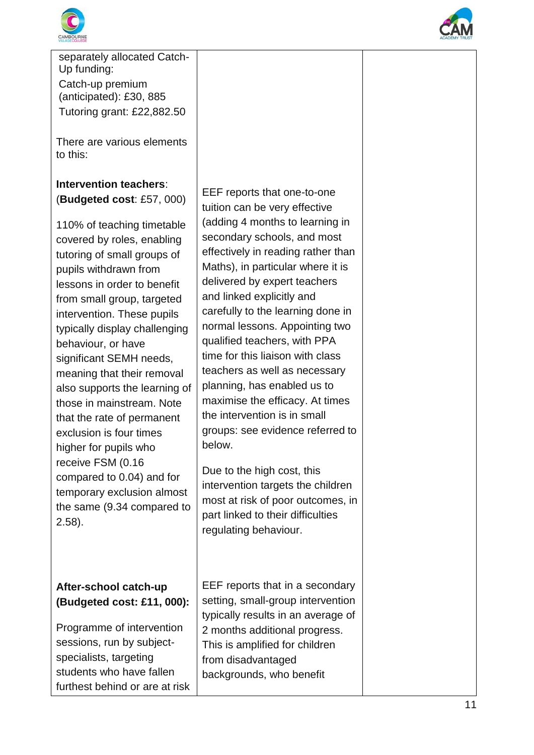| | | |
|---|---|---|
| separately allocated Catch-Up funding:<br>Catch-up premium (anticipated): £30, 885<br>Tutoring grant: £22,882.50<br><br>There are various elements to this: | | |
| **Intervention teachers**: (**Budgeted cost**: £57, 000)<br><br>110% of teaching timetable covered by roles, enabling tutoring of small groups of pupils withdrawn from lessons in order to benefit from small group, targeted intervention. These pupils typically display challenging behaviour, or have significant SEMH needs, meaning that their removal also supports the learning of those in mainstream. Note that the rate of permanent exclusion is four times higher for pupils who receive FSM (0.16 compared to 0.04) and for temporary exclusion almost the same (9.34 compared to 2.58). | EEF reports that one-to-one tuition can be very effective (adding 4 months to learning in secondary schools, and most effectively in reading rather than Maths), in particular where it is delivered by expert teachers and linked explicitly and carefully to the learning done in normal lessons. Appointing two qualified teachers, with PPA time for this liaison with class teachers as well as necessary planning, has enabled us to maximise the efficacy. At times the intervention is in small groups: see evidence referred to below.<br><br>Due to the high cost, this intervention targets the children most at risk of poor outcomes, in part linked to their difficulties regulating behaviour. | |
| **After-school catch-up (Budgeted cost: £11, 000):**<br><br>Programme of intervention sessions, run by subject-specialists, targeting students who have fallen furthest behind or are at risk | EEF reports that in a secondary setting, small-group intervention typically results in an average of 2 months additional progress. This is amplified for children from disadvantaged backgrounds, who benefit | |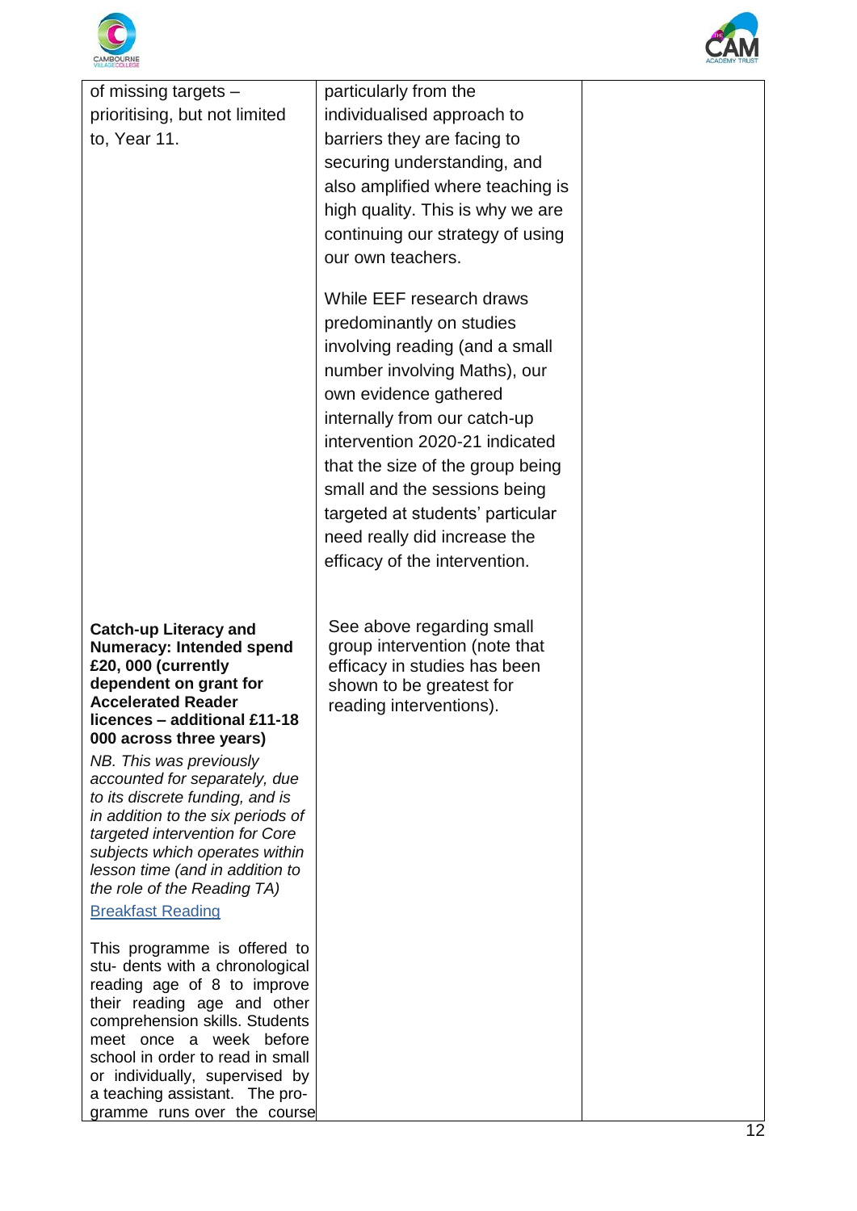| | | |
|---|---|---|
| of missing targets – prioritising, but not limited to, Year 11. | particularly from the individualised approach to barriers they are facing to securing understanding, and also amplified where teaching is high quality. This is why we are continuing our strategy of using our own teachers.<br><br>While EEF research draws predominantly on studies involving reading (and a small number involving Maths), our own evidence gathered internally from our catch-up intervention 2020-21 indicated that the size of the group being small and the sessions being targeted at students' particular need really did increase the efficacy of the intervention. | |
| **Catch-up Literacy and Numeracy: Intended spend £20, 000 (currently dependent on grant for Accelerated Reader licences – additional £11-18 000 across three years)**<br><br>*NB. This was previously accounted for separately, due to its discrete funding, and is in addition to the six periods of targeted intervention for Core subjects which operates within lesson time (and in addition to the role of the Reading TA)*<br><br>Breakfast Reading<br><br>This programme is offered to stu- dents with a chronological reading age of 8 to improve their reading age and other comprehension skills. Students meet once a week before school in order to read in small or individually, supervised by a teaching assistant. The pro- gramme runs over the course | See above regarding small group intervention (note that efficacy in studies has been shown to be greatest for reading interventions). | |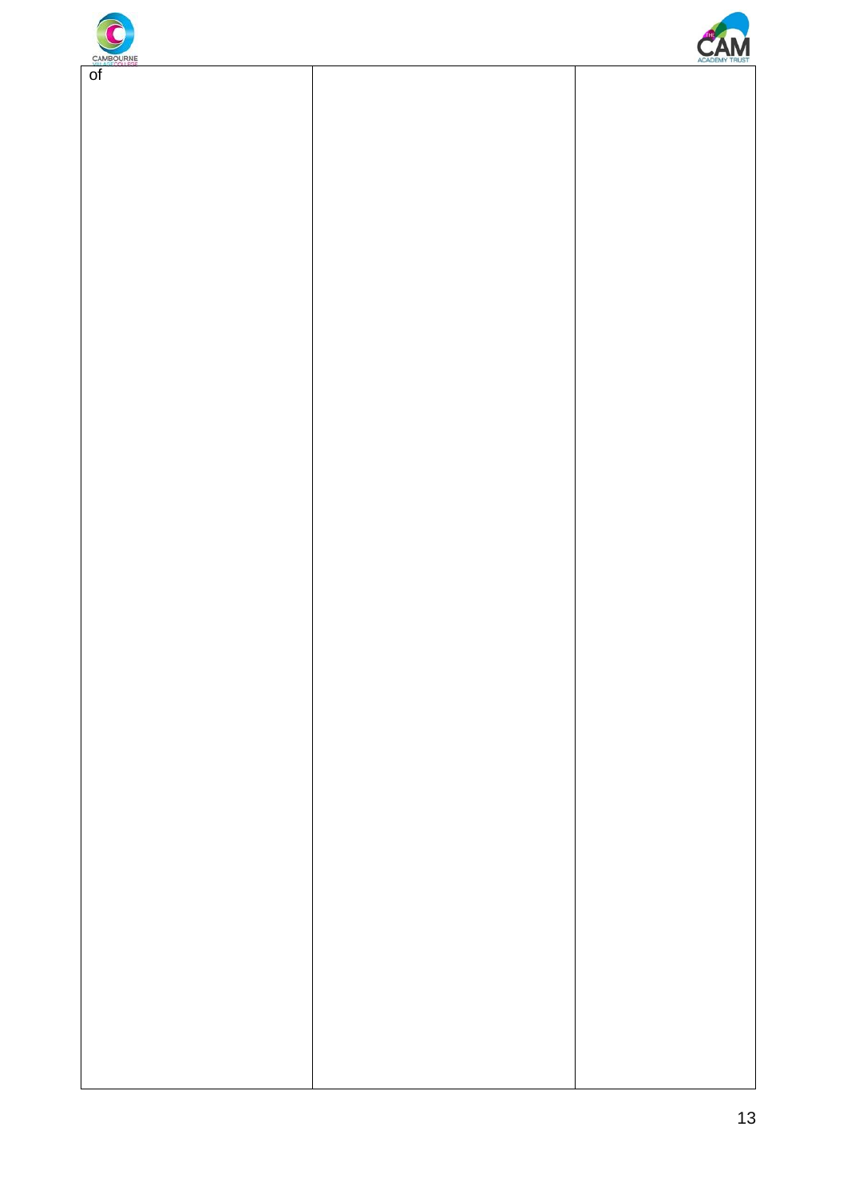| of | | |
|---|---|---|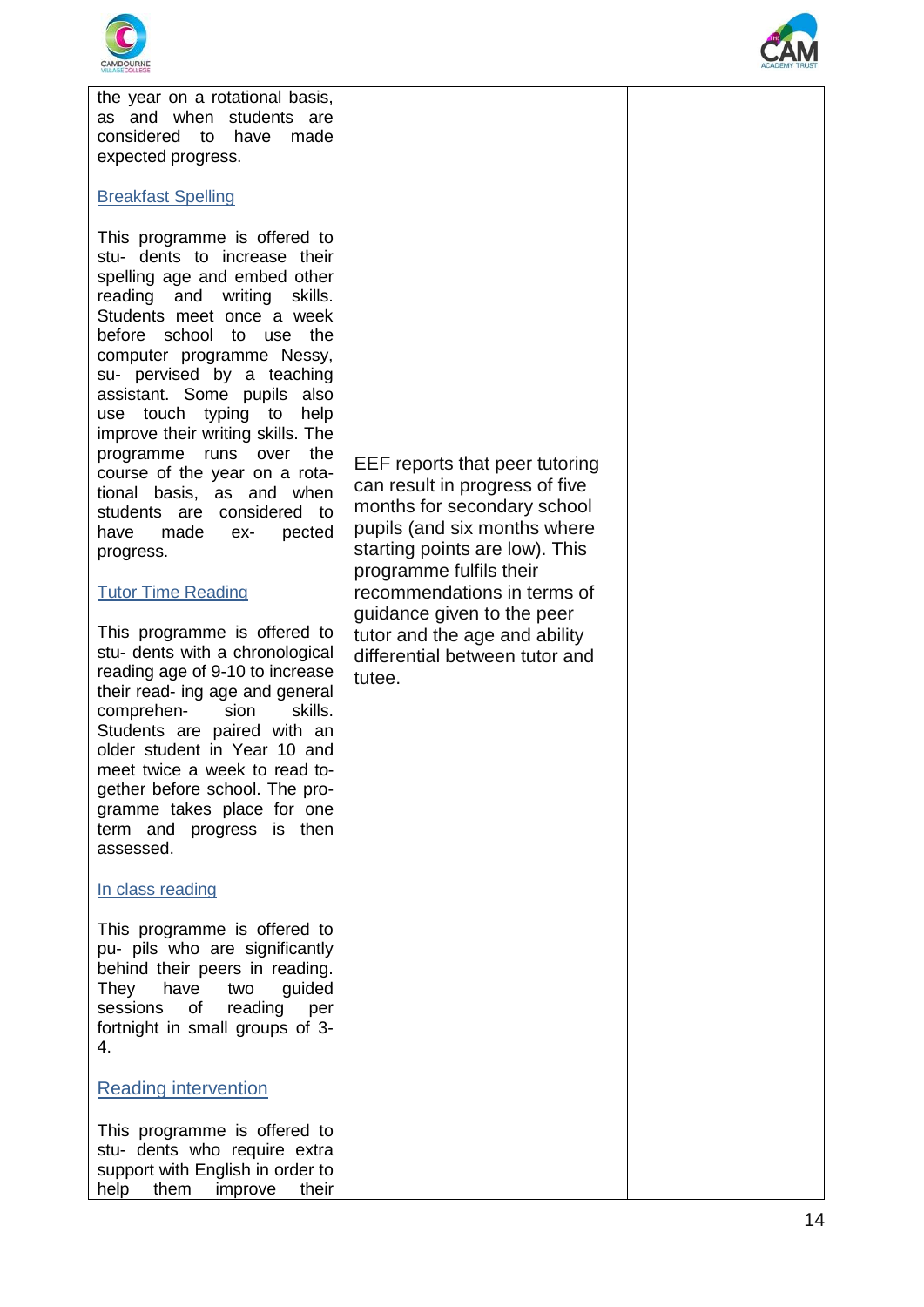| | | |
|---|---|---|
| the year on a rotational basis, as and when students are considered to have made expected progress.<br><br>Breakfast Spelling<br><br>This programme is offered to stu- dents to increase their spelling age and embed other reading and writing skills. Students meet once a week before school to use the computer programme Nessy, su- pervised by a teaching assistant. Some pupils also use touch typing to help improve their writing skills. The programme runs over the course of the year on a rota- tional basis, as and when students are considered to have made ex- pected progress.<br><br>Tutor Time Reading<br><br>This programme is offered to stu- dents with a chronological reading age of 9-10 to increase their read- ing age and general comprehen- sion skills. Students are paired with an older student in Year 10 and meet twice a week to read to- gether before school. The pro- gramme takes place for one term and progress is then assessed.<br><br>In class reading<br><br>This programme is offered to pu- pils who are significantly behind their peers in reading. They have two guided sessions of reading per fortnight in small groups of 3-4.<br><br>Reading intervention<br><br>This programme is offered to stu- dents who require extra support with English in order to help them improve their | EEF reports that peer tutoring can result in progress of five months for secondary school pupils (and six months where starting points are low). This programme fulfils their recommendations in terms of guidance given to the peer tutor and the age and ability differential between tutor and tutee. | |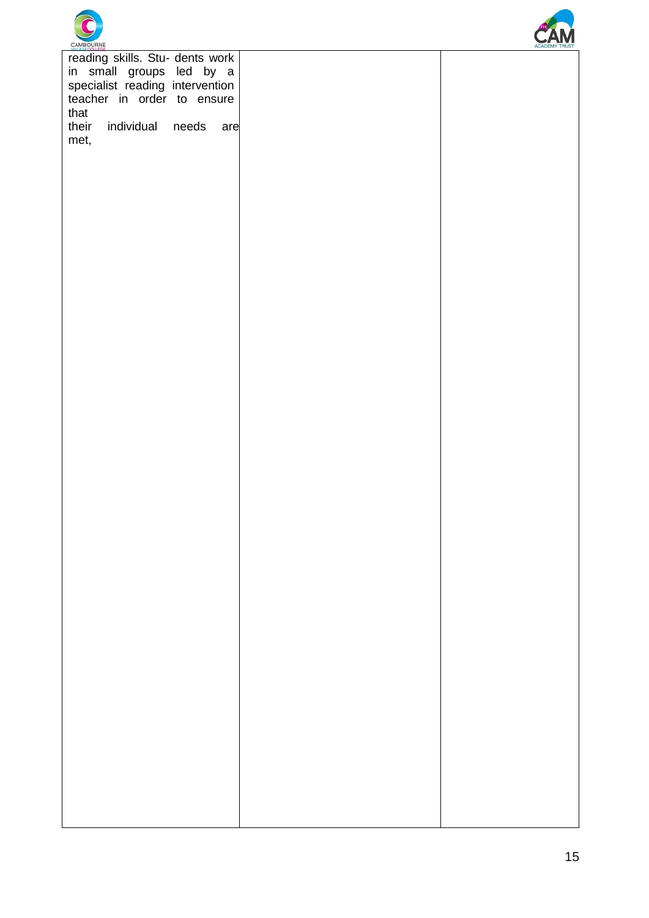| | | |
|---|---|---|
| reading skills. Stu- dents work in small groups led by a specialist reading intervention teacher in order to ensure that their individual needs are met, | | |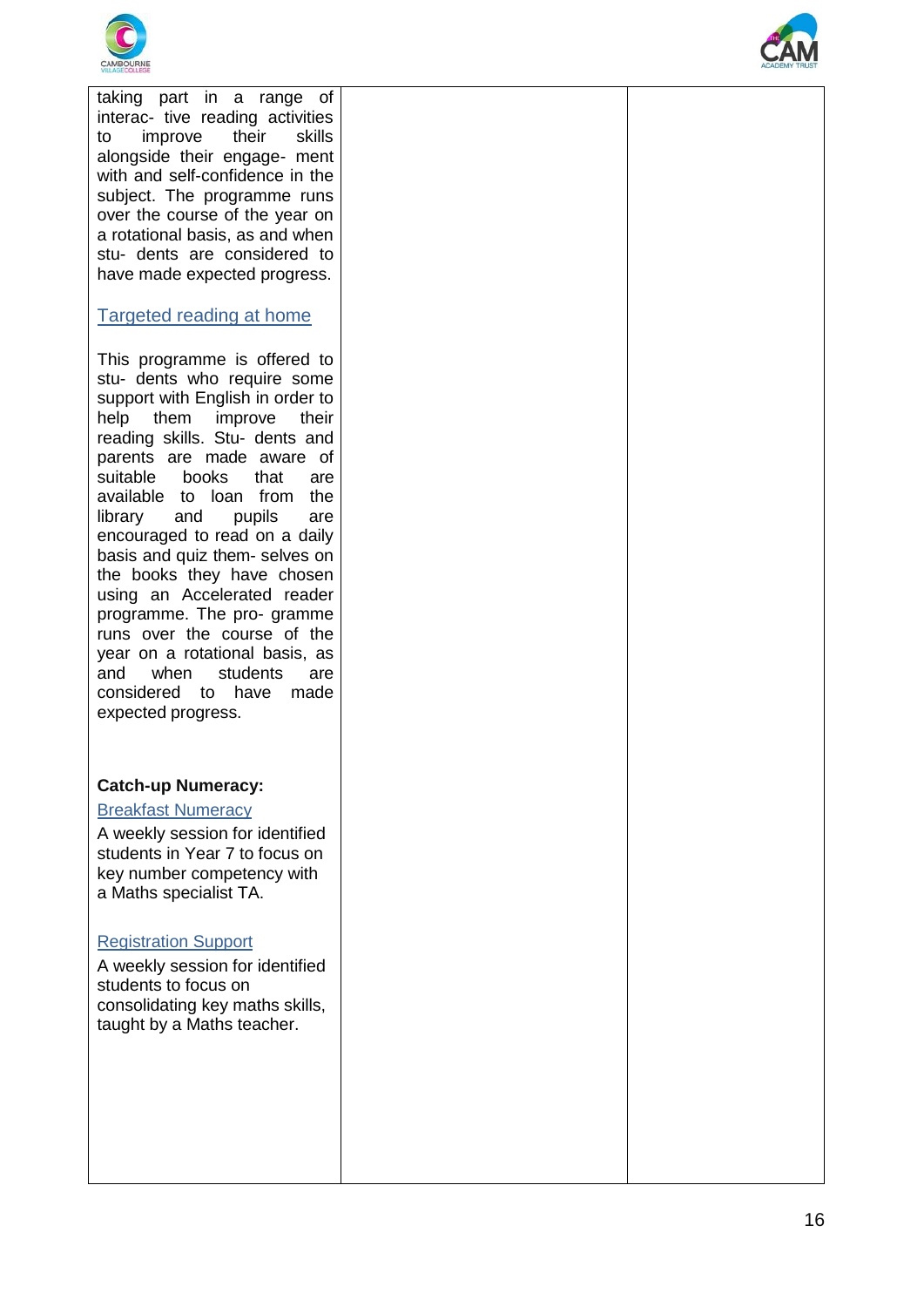| | | |
|---|---|---|
| taking part in a range of interac- tive reading activities to improve their skills alongside their engage- ment with and self-confidence in the subject. The programme runs over the course of the year on a rotational basis, as and when stu- dents are considered to have made expected progress.<br><br>Targeted reading at home<br><br>This programme is offered to stu- dents who require some support with English in order to help them improve their reading skills. Stu- dents and parents are made aware of suitable books that are available to loan from the library and pupils are encouraged to read on a daily basis and quiz them- selves on the books they have chosen using an Accelerated reader programme. The pro- gramme runs over the course of the year on a rotational basis, as and when students are considered to have made expected progress.<br><br>**Catch-up Numeracy:**<br><br>Breakfast Numeracy<br><br>A weekly session for identified students in Year 7 to focus on key number competency with a Maths specialist TA.<br><br>Registration Support<br><br>A weekly session for identified students to focus on consolidating key maths skills, taught by a Maths teacher. | | |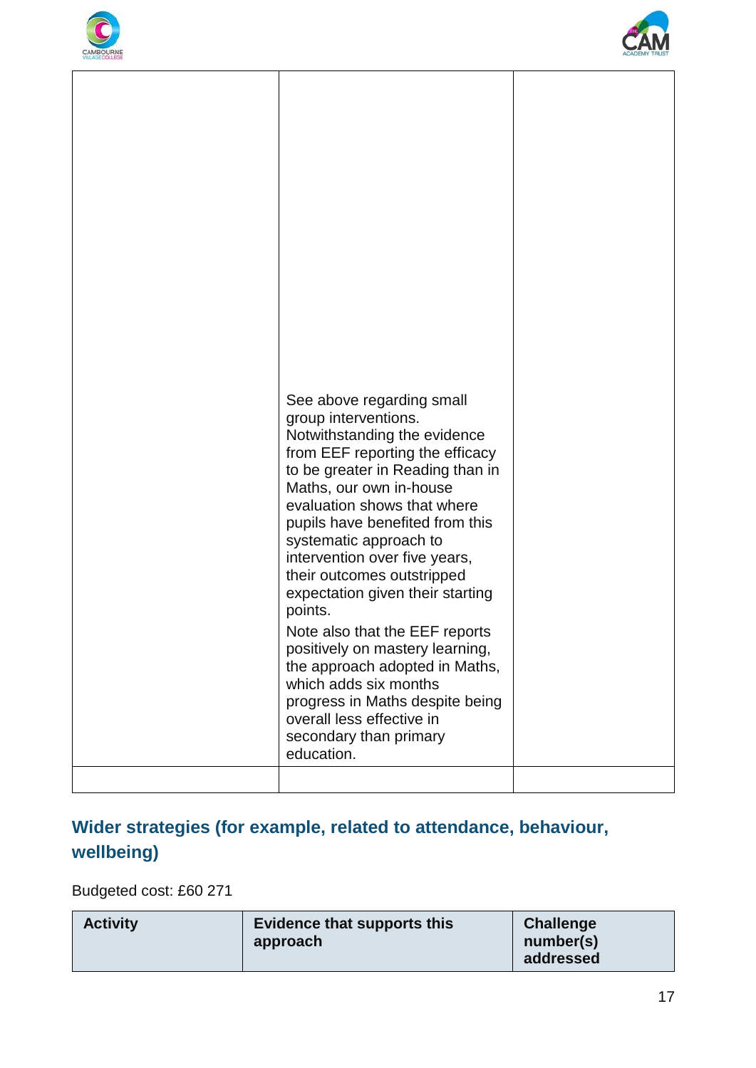| | | |
|---|---|---|
| | See above regarding small group interventions. Notwithstanding the evidence from EEF reporting the efficacy to be greater in Reading than in Maths, our own in-house evaluation shows that where pupils have benefited from this systematic approach to intervention over five years, their outcomes outstripped expectation given their starting points.<br><br>Note also that the EEF reports positively on mastery learning, the approach adopted in Maths, which adds six months progress in Maths despite being overall less effective in secondary than primary education. | |
| | | |

## Wider strategies (for example, related to attendance, behaviour, wellbeing)

Budgeted cost: £60 271

| Activity | Evidence that supports this approach | Challenge number(s) addressed |
|---|---|---|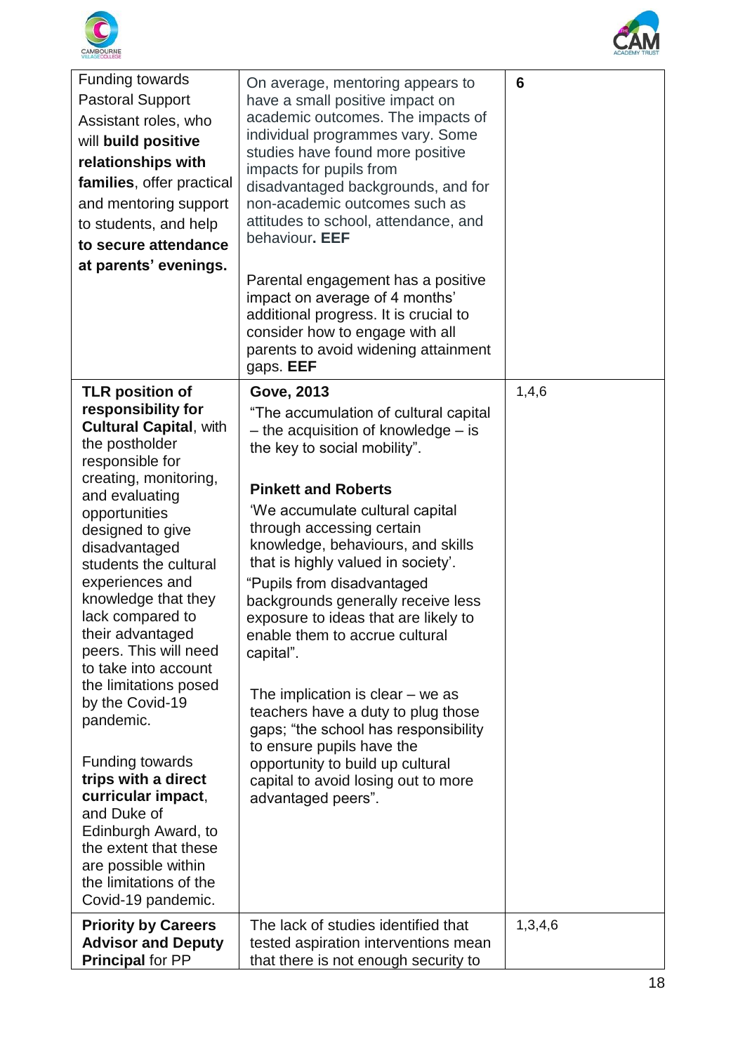| | | |
|---|---|---|
| Funding towards Pastoral Support Assistant roles, who will **build positive relationships with families**, offer practical and mentoring support to students, and help **to secure attendance at parents' evenings.** | On average, mentoring appears to have a small positive impact on academic outcomes. The impacts of individual programmes vary. Some studies have found more positive impacts for pupils from disadvantaged backgrounds, and for non-academic outcomes such as attitudes to school, attendance, and behaviour**. EEF**<br><br>Parental engagement has a positive impact on average of 4 months' additional progress. It is crucial to consider how to engage with all parents to avoid widening attainment gaps. **EEF** | **6** |
| **TLR position of responsibility for Cultural Capital**, with the postholder responsible for creating, monitoring, and evaluating opportunities designed to give disadvantaged students the cultural experiences and knowledge that they lack compared to their advantaged peers. This will need to take into account the limitations posed by the Covid-19 pandemic.<br><br>Funding towards **trips with a direct curricular impact**, and Duke of Edinburgh Award, to the extent that these are possible within the limitations of the Covid-19 pandemic. | **Gove, 2013**<br>"The accumulation of cultural capital – the acquisition of knowledge – is the key to social mobility".<br><br>**Pinkett and Roberts**<br>'We accumulate cultural capital through accessing certain knowledge, behaviours, and skills that is highly valued in society'.<br>"Pupils from disadvantaged backgrounds generally receive less exposure to ideas that are likely to enable them to accrue cultural capital".<br><br>The implication is clear – we as teachers have a duty to plug those gaps; "the school has responsibility to ensure pupils have the opportunity to build up cultural capital to avoid losing out to more advantaged peers". | 1,4,6 |
| **Priority by Careers Advisor and Deputy Principal** for PP | The lack of studies identified that tested aspiration interventions mean that there is not enough security to | 1,3,4,6 |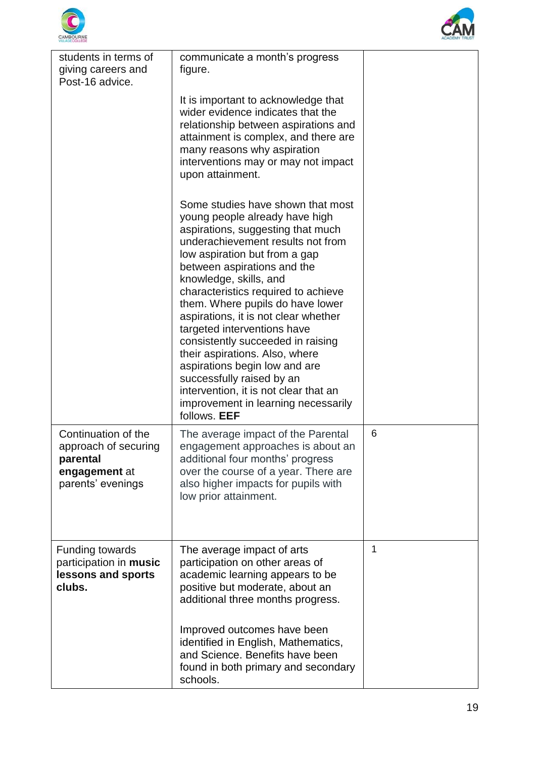| | | |
|---|---|---|
| students in terms of giving careers and Post-16 advice. | communicate a month's progress figure.<br><br>It is important to acknowledge that wider evidence indicates that the relationship between aspirations and attainment is complex, and there are many reasons why aspiration interventions may or may not impact upon attainment.<br><br>Some studies have shown that most young people already have high aspirations, suggesting that much underachievement results not from low aspiration but from a gap between aspirations and the knowledge, skills, and characteristics required to achieve them. Where pupils do have lower aspirations, it is not clear whether targeted interventions have consistently succeeded in raising their aspirations. Also, where aspirations begin low and are successfully raised by an intervention, it is not clear that an improvement in learning necessarily follows. **EEF** | |
| Continuation of the approach of securing **parental engagement** at parents' evenings | The average impact of the Parental engagement approaches is about an additional four months' progress over the course of a year. There are also higher impacts for pupils with low prior attainment. | 6 |
| Funding towards participation in **music lessons and sports clubs.** | The average impact of arts participation on other areas of academic learning appears to be positive but moderate, about an additional three months progress.<br><br>Improved outcomes have been identified in English, Mathematics, and Science. Benefits have been found in both primary and secondary schools. | 1 |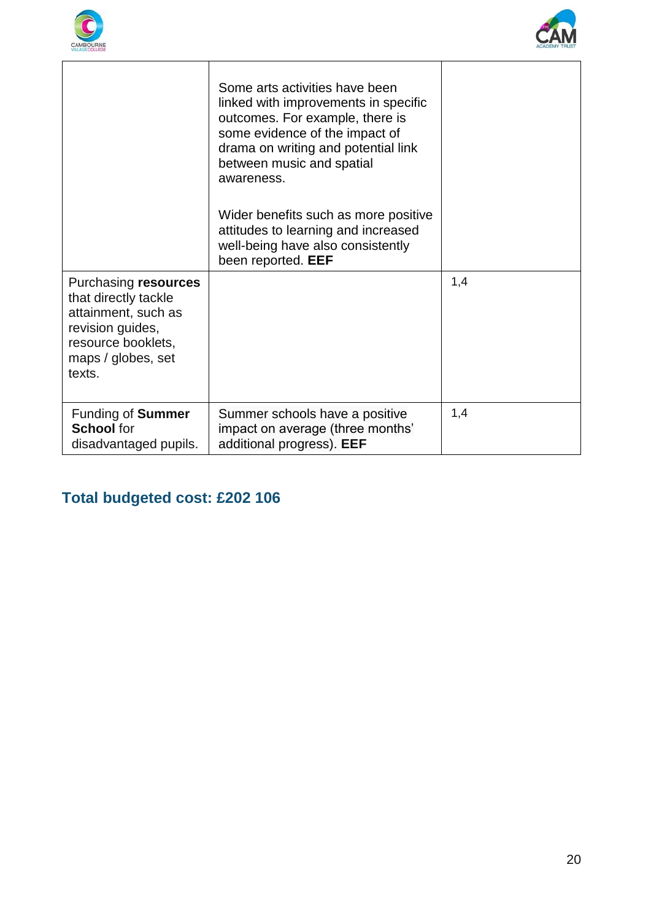| | | |
|---|---|---|
| | Some arts activities have been linked with improvements in specific outcomes. For example, there is some evidence of the impact of drama on writing and potential link between music and spatial awareness.<br><br>Wider benefits such as more positive attitudes to learning and increased well-being have also consistently been reported. **EEF** | |
| Purchasing **resources** that directly tackle attainment, such as revision guides, resource booklets, maps / globes, set texts. | | 1,4 |
| Funding of **Summer School** for disadvantaged pupils. | Summer schools have a positive impact on average (three months' additional progress). **EEF** | 1,4 |

## Total budgeted cost: £202 106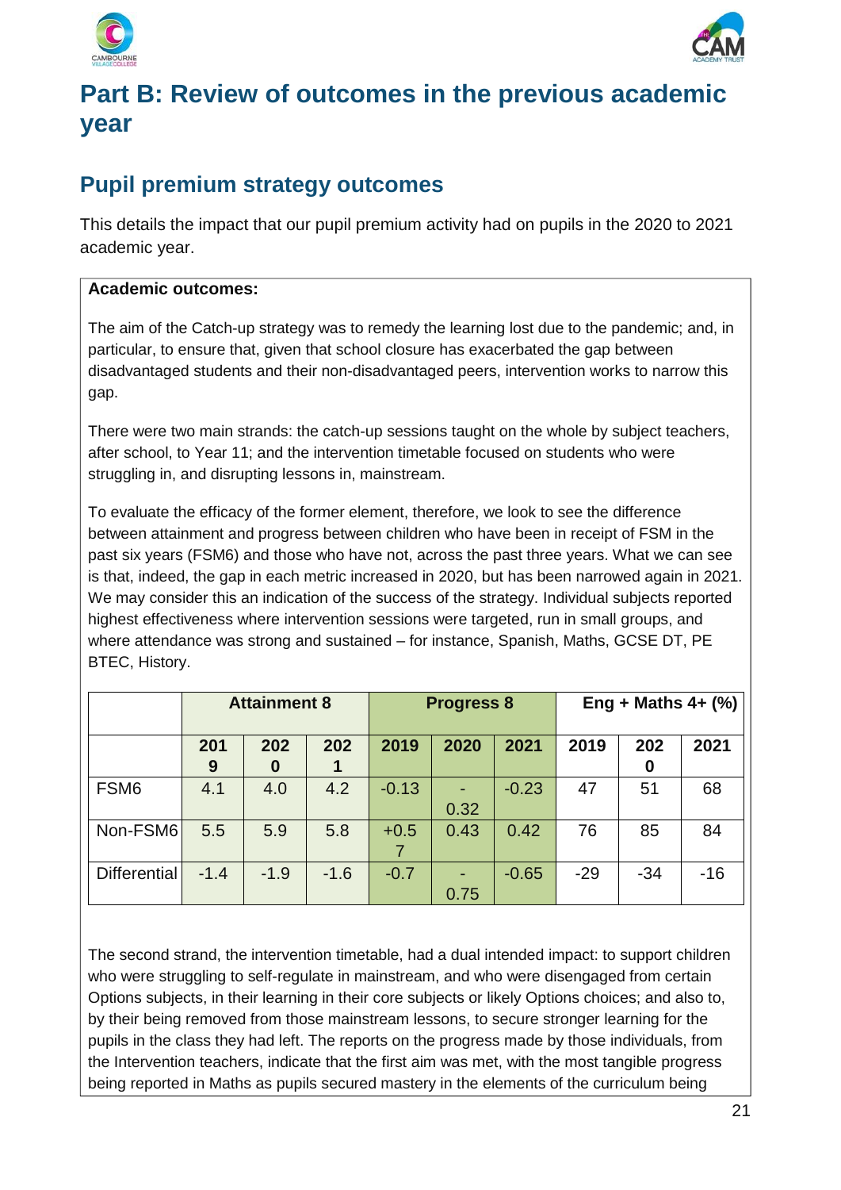# Part B: Review of outcomes in the previous academic year

## Pupil premium strategy outcomes

This details the impact that our pupil premium activity had on pupils in the 2020 to 2021 academic year.

**Academic outcomes:**

The aim of the Catch-up strategy was to remedy the learning lost due to the pandemic; and, in particular, to ensure that, given that school closure has exacerbated the gap between disadvantaged students and their non-disadvantaged peers, intervention works to narrow this gap.

There were two main strands: the catch-up sessions taught on the whole by subject teachers, after school, to Year 11; and the intervention timetable focused on students who were struggling in, and disrupting lessons in, mainstream.

To evaluate the efficacy of the former element, therefore, we look to see the difference between attainment and progress between children who have been in receipt of FSM in the past six years (FSM6) and those who have not, across the past three years. What we can see is that, indeed, the gap in each metric increased in 2020, but has been narrowed again in 2021. We may consider this an indication of the success of the strategy. Individual subjects reported highest effectiveness where intervention sessions were targeted, run in small groups, and where attendance was strong and sustained – for instance, Spanish, Maths, GCSE DT, PE BTEC, History.

| | **Attainment 8** | | | **Progress 8** | | | **Eng + Maths 4+ (%)** | | |
|---|---|---|---|---|---|---|---|---|---|
| | **2019** | **2020** | **2021** | **2019** | **2020** | **2021** | **2019** | **2020** | **2021** |
| FSM6 | 4.1 | 4.0 | 4.2 | -0.13 | -0.32 | -0.23 | 47 | 51 | 68 |
| Non-FSM6 | 5.5 | 5.9 | 5.8 | +0.57 | 0.43 | 0.42 | 76 | 85 | 84 |
| Differential | -1.4 | -1.9 | -1.6 | -0.7 | -0.75 | -0.65 | -29 | -34 | -16 |

The second strand, the intervention timetable, had a dual intended impact: to support children who were struggling to self-regulate in mainstream, and who were disengaged from certain Options subjects, in their learning in their core subjects or likely Options choices; and also to, by their being removed from those mainstream lessons, to secure stronger learning for the pupils in the class they had left. The reports on the progress made by those individuals, from the Intervention teachers, indicate that the first aim was met, with the most tangible progress being reported in Maths as pupils secured mastery in the elements of the curriculum being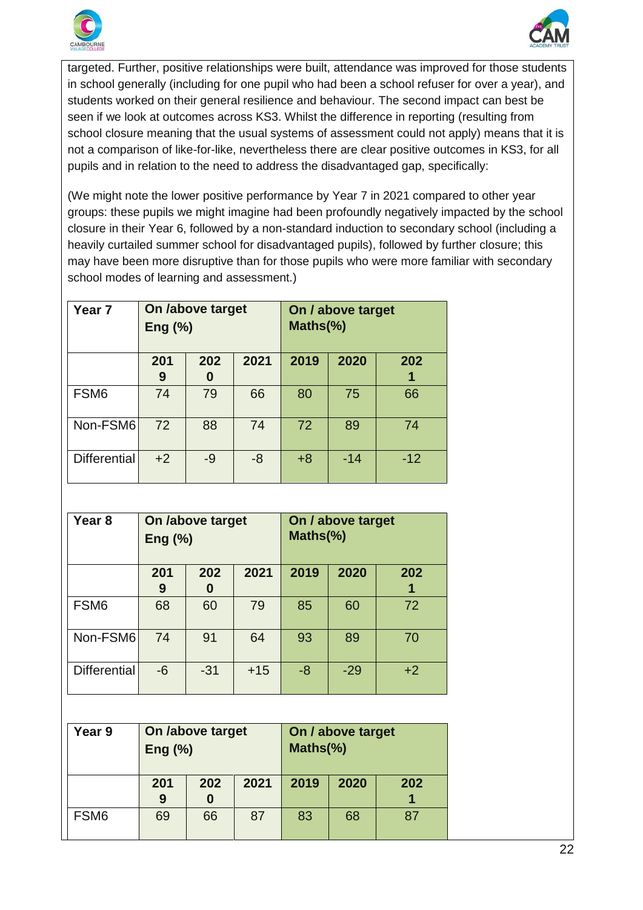targeted. Further, positive relationships were built, attendance was improved for those students in school generally (including for one pupil who had been a school refuser for over a year), and students worked on their general resilience and behaviour. The second impact can best be seen if we look at outcomes across KS3. Whilst the difference in reporting (resulting from school closure meaning that the usual systems of assessment could not apply) means that it is not a comparison of like-for-like, nevertheless there are clear positive outcomes in KS3, for all pupils and in relation to the need to address the disadvantaged gap, specifically:

(We might note the lower positive performance by Year 7 in 2021 compared to other year groups: these pupils we might imagine had been profoundly negatively impacted by the school closure in their Year 6, followed by a non-standard induction to secondary school (including a heavily curtailed summer school for disadvantaged pupils), followed by further closure; this may have been more disruptive than for those pupils who were more familiar with secondary school modes of learning and assessment.)

| Year 7 | On /above target Eng (%) | | | On / above target Maths(%) | | |
|---|---|---|---|---|---|---|
| | 2019 | 2020 | 2021 | 2019 | 2020 | 2021 |
| FSM6 | 74 | 79 | 66 | 80 | 75 | 66 |
| Non-FSM6 | 72 | 88 | 74 | 72 | 89 | 74 |
| Differential | +2 | -9 | -8 | +8 | -14 | -12 |

| Year 8 | On /above target Eng (%) | | | On / above target Maths(%) | | |
|---|---|---|---|---|---|---|
| | 2019 | 2020 | 2021 | 2019 | 2020 | 2021 |
| FSM6 | 68 | 60 | 79 | 85 | 60 | 72 |
| Non-FSM6 | 74 | 91 | 64 | 93 | 89 | 70 |
| Differential | -6 | -31 | +15 | -8 | -29 | +2 |

| Year 9 | On /above target Eng (%) | | | On / above target Maths(%) | | |
|---|---|---|---|---|---|---|
| | 2019 | 2020 | 2021 | 2019 | 2020 | 2021 |
| FSM6 | 69 | 66 | 87 | 83 | 68 | 87 |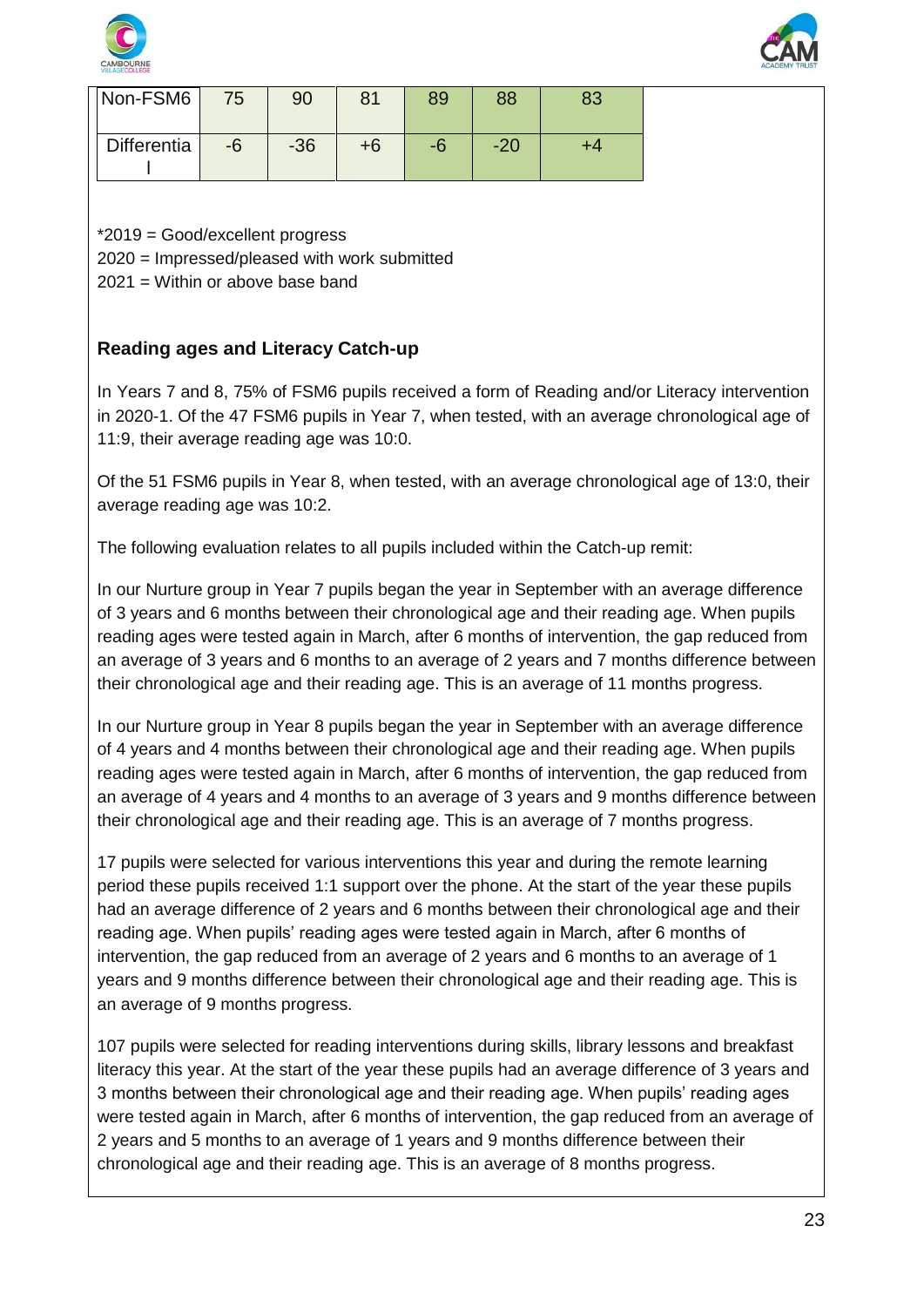| Non-FSM6 | 75 | 90 | 81 | 89 | 88 | 83 |
|---|---|---|---|---|---|---|
| Differential | -6 | -36 | +6 | -6 | -20 | +4 |

*2019 = Good/excellent progress
2020 = Impressed/pleased with work submitted
2021 = Within or above base band

**Reading ages and Literacy Catch-up**

In Years 7 and 8, 75% of FSM6 pupils received a form of Reading and/or Literacy intervention in 2020-1. Of the 47 FSM6 pupils in Year 7, when tested, with an average chronological age of 11:9, their average reading age was 10:0.

Of the 51 FSM6 pupils in Year 8, when tested, with an average chronological age of 13:0, their average reading age was 10:2.

The following evaluation relates to all pupils included within the Catch-up remit:

In our Nurture group in Year 7 pupils began the year in September with an average difference of 3 years and 6 months between their chronological age and their reading age. When pupils reading ages were tested again in March, after 6 months of intervention, the gap reduced from an average of 3 years and 6 months to an average of 2 years and 7 months difference between their chronological age and their reading age. This is an average of 11 months progress.

In our Nurture group in Year 8 pupils began the year in September with an average difference of 4 years and 4 months between their chronological age and their reading age. When pupils reading ages were tested again in March, after 6 months of intervention, the gap reduced from an average of 4 years and 4 months to an average of 3 years and 9 months difference between their chronological age and their reading age. This is an average of 7 months progress.

17 pupils were selected for various interventions this year and during the remote learning period these pupils received 1:1 support over the phone. At the start of the year these pupils had an average difference of 2 years and 6 months between their chronological age and their reading age. When pupils' reading ages were tested again in March, after 6 months of intervention, the gap reduced from an average of 2 years and 6 months to an average of 1 years and 9 months difference between their chronological age and their reading age. This is an average of 9 months progress.

107 pupils were selected for reading interventions during skills, library lessons and breakfast literacy this year. At the start of the year these pupils had an average difference of 3 years and 3 months between their chronological age and their reading age. When pupils' reading ages were tested again in March, after 6 months of intervention, the gap reduced from an average of 2 years and 5 months to an average of 1 years and 9 months difference between their chronological age and their reading age. This is an average of 8 months progress.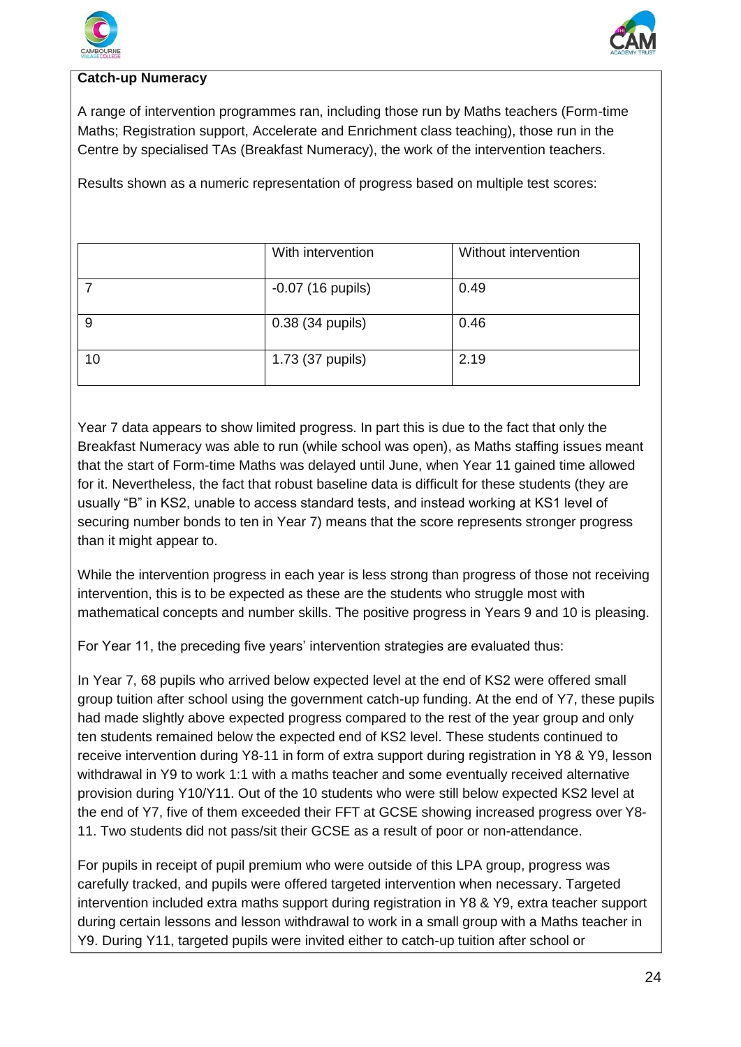**Catch-up Numeracy**

A range of intervention programmes ran, including those run by Maths teachers (Form-time Maths; Registration support, Accelerate and Enrichment class teaching), those run in the Centre by specialised TAs (Breakfast Numeracy), the work of the intervention teachers.

Results shown as a numeric representation of progress based on multiple test scores:

| | With intervention | Without intervention |
|---|---|---|
| 7 | -0.07 (16 pupils) | 0.49 |
| 9 | 0.38 (34 pupils) | 0.46 |
| 10 | 1.73 (37 pupils) | 2.19 |

Year 7 data appears to show limited progress. In part this is due to the fact that only the Breakfast Numeracy was able to run (while school was open), as Maths staffing issues meant that the start of Form-time Maths was delayed until June, when Year 11 gained time allowed for it. Nevertheless, the fact that robust baseline data is difficult for these students (they are usually "B" in KS2, unable to access standard tests, and instead working at KS1 level of securing number bonds to ten in Year 7) means that the score represents stronger progress than it might appear to.

While the intervention progress in each year is less strong than progress of those not receiving intervention, this is to be expected as these are the students who struggle most with mathematical concepts and number skills. The positive progress in Years 9 and 10 is pleasing.

For Year 11, the preceding five years' intervention strategies are evaluated thus:

In Year 7, 68 pupils who arrived below expected level at the end of KS2 were offered small group tuition after school using the government catch-up funding. At the end of Y7, these pupils had made slightly above expected progress compared to the rest of the year group and only ten students remained below the expected end of KS2 level. These students continued to receive intervention during Y8-11 in form of extra support during registration in Y8 & Y9, lesson withdrawal in Y9 to work 1:1 with a maths teacher and some eventually received alternative provision during Y10/Y11. Out of the 10 students who were still below expected KS2 level at the end of Y7, five of them exceeded their FFT at GCSE showing increased progress over Y8-11. Two students did not pass/sit their GCSE as a result of poor or non-attendance.

For pupils in receipt of pupil premium who were outside of this LPA group, progress was carefully tracked, and pupils were offered targeted intervention when necessary. Targeted intervention included extra maths support during registration in Y8 & Y9, extra teacher support during certain lessons and lesson withdrawal to work in a small group with a Maths teacher in Y9. During Y11, targeted pupils were invited either to catch-up tuition after school or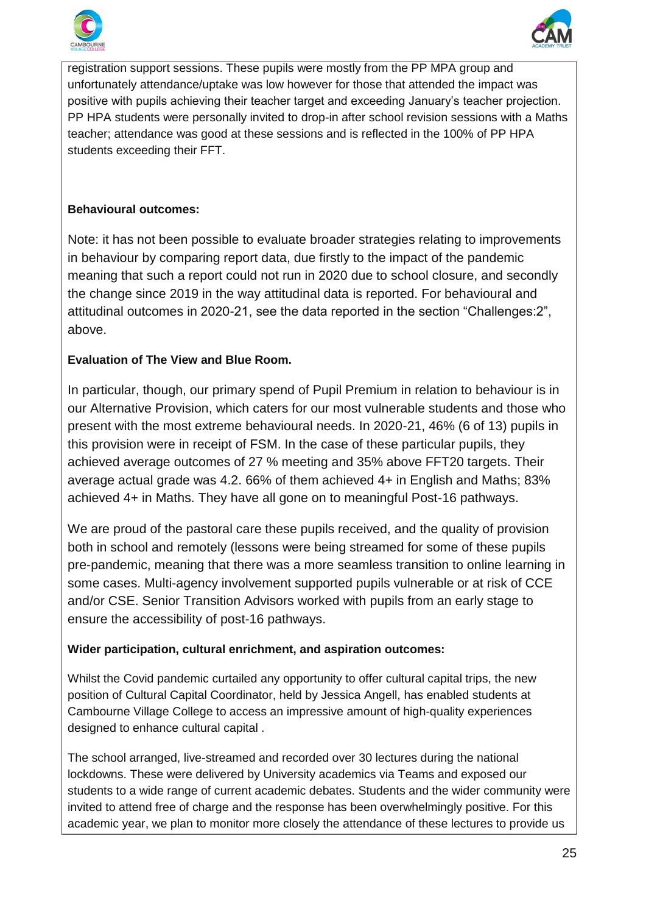registration support sessions. These pupils were mostly from the PP MPA group and unfortunately attendance/uptake was low however for those that attended the impact was positive with pupils achieving their teacher target and exceeding January's teacher projection. PP HPA students were personally invited to drop-in after school revision sessions with a Maths teacher; attendance was good at these sessions and is reflected in the 100% of PP HPA students exceeding their FFT.

**Behavioural outcomes:**

Note: it has not been possible to evaluate broader strategies relating to improvements in behaviour by comparing report data, due firstly to the impact of the pandemic meaning that such a report could not run in 2020 due to school closure, and secondly the change since 2019 in the way attitudinal data is reported. For behavioural and attitudinal outcomes in 2020-21, see the data reported in the section "Challenges:2", above.

**Evaluation of The View and Blue Room.**

In particular, though, our primary spend of Pupil Premium in relation to behaviour is in our Alternative Provision, which caters for our most vulnerable students and those who present with the most extreme behavioural needs. In 2020-21, 46% (6 of 13) pupils in this provision were in receipt of FSM. In the case of these particular pupils, they achieved average outcomes of 27 % meeting and 35% above FFT20 targets. Their average actual grade was 4.2. 66% of them achieved 4+ in English and Maths; 83% achieved 4+ in Maths. They have all gone on to meaningful Post-16 pathways.

We are proud of the pastoral care these pupils received, and the quality of provision both in school and remotely (lessons were being streamed for some of these pupils pre-pandemic, meaning that there was a more seamless transition to online learning in some cases. Multi-agency involvement supported pupils vulnerable or at risk of CCE and/or CSE. Senior Transition Advisors worked with pupils from an early stage to ensure the accessibility of post-16 pathways.

**Wider participation, cultural enrichment, and aspiration outcomes:**

Whilst the Covid pandemic curtailed any opportunity to offer cultural capital trips, the new position of Cultural Capital Coordinator, held by Jessica Angell, has enabled students at Cambourne Village College to access an impressive amount of high-quality experiences designed to enhance cultural capital .

The school arranged, live-streamed and recorded over 30 lectures during the national lockdowns. These were delivered by University academics via Teams and exposed our students to a wide range of current academic debates. Students and the wider community were invited to attend free of charge and the response has been overwhelmingly positive. For this academic year, we plan to monitor more closely the attendance of these lectures to provide us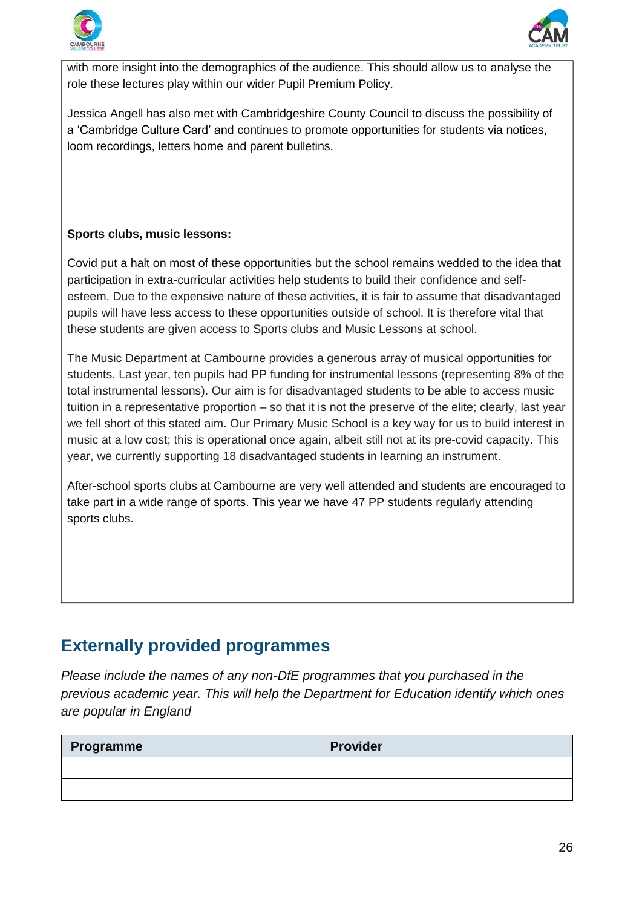with more insight into the demographics of the audience. This should allow us to analyse the role these lectures play within our wider Pupil Premium Policy.

Jessica Angell has also met with Cambridgeshire County Council to discuss the possibility of a 'Cambridge Culture Card' and continues to promote opportunities for students via notices, loom recordings, letters home and parent bulletins.

**Sports clubs, music lessons:**

Covid put a halt on most of these opportunities but the school remains wedded to the idea that participation in extra-curricular activities help students to build their confidence and self-esteem. Due to the expensive nature of these activities, it is fair to assume that disadvantaged pupils will have less access to these opportunities outside of school. It is therefore vital that these students are given access to Sports clubs and Music Lessons at school.

The Music Department at Cambourne provides a generous array of musical opportunities for students. Last year, ten pupils had PP funding for instrumental lessons (representing 8% of the total instrumental lessons). Our aim is for disadvantaged students to be able to access music tuition in a representative proportion – so that it is not the preserve of the elite; clearly, last year we fell short of this stated aim. Our Primary Music School is a key way for us to build interest in music at a low cost; this is operational once again, albeit still not at its pre-covid capacity. This year, we currently supporting 18 disadvantaged students in learning an instrument.

After-school sports clubs at Cambourne are very well attended and students are encouraged to take part in a wide range of sports. This year we have 47 PP students regularly attending sports clubs.

## Externally provided programmes

*Please include the names of any non-DfE programmes that you purchased in the previous academic year. This will help the Department for Education identify which ones are popular in England*

| Programme | Provider |
|---|---|
| | |
| | |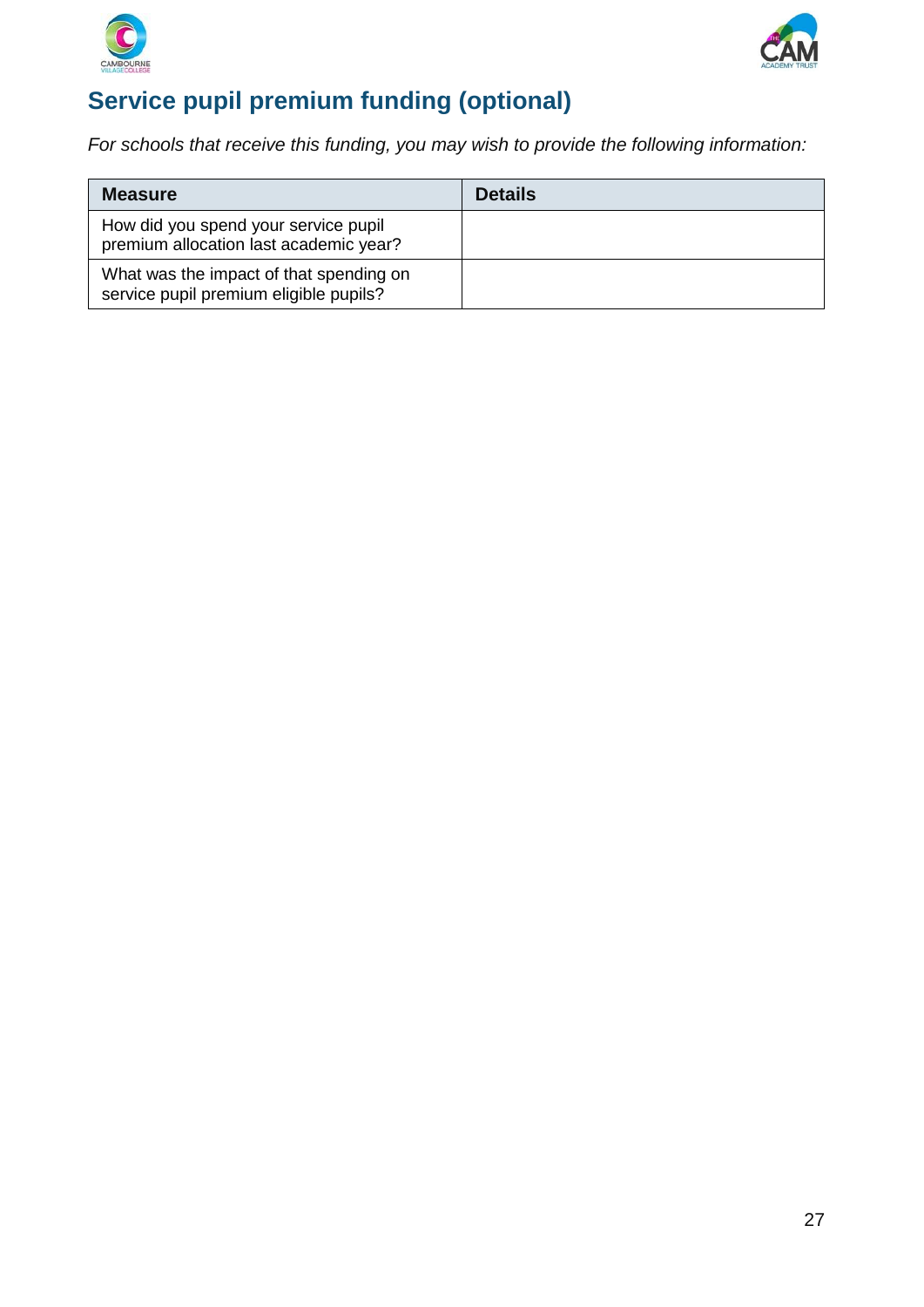## Service pupil premium funding (optional)

*For schools that receive this funding, you may wish to provide the following information:*

| Measure | Details |
|---|---|
| How did you spend your service pupil premium allocation last academic year? | |
| What was the impact of that spending on service pupil premium eligible pupils? | |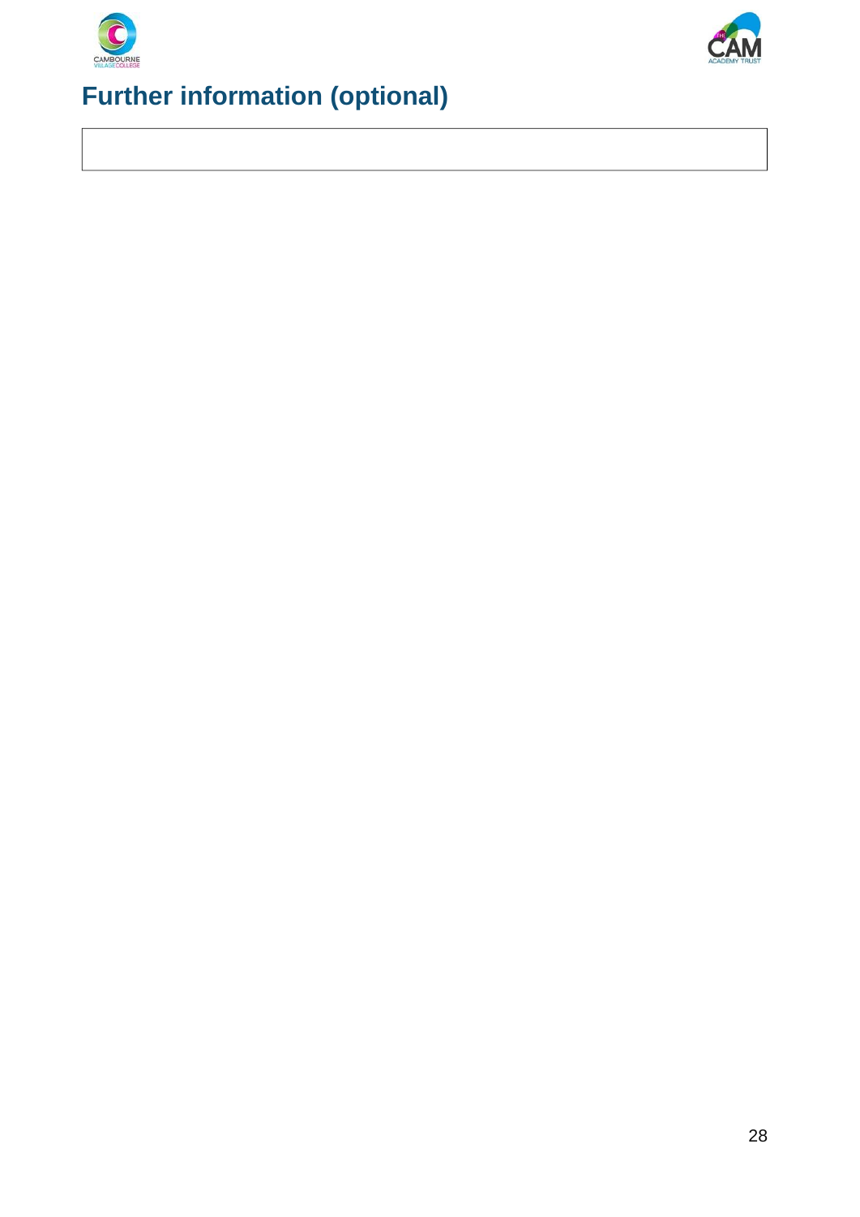# Further information (optional)

| |
|---|
| |